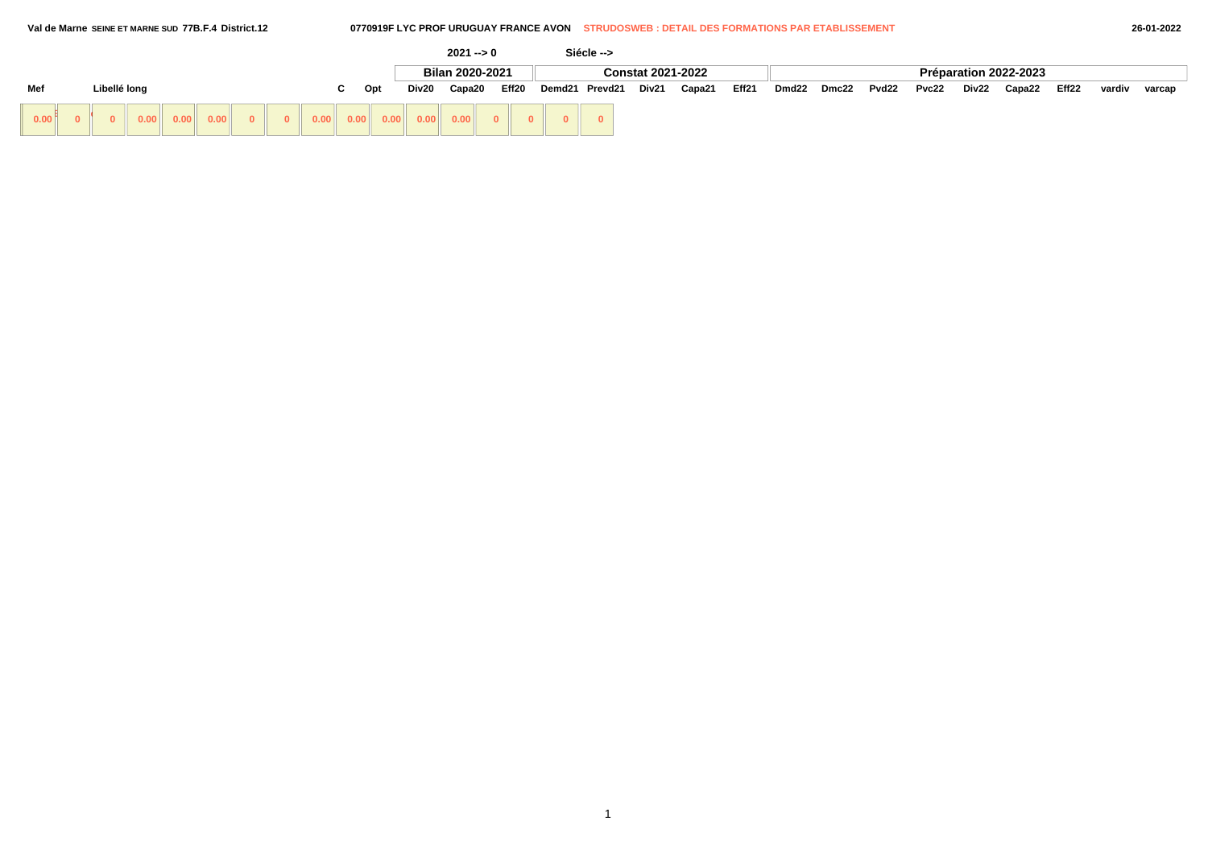Val de Marne SEINE ET MARNE SUD 77B.F.4 District.12 — 0770919F LYC PROF URUGUAY FRANCE AVON — STRUDOSWEB : DETAIL DES FORMATIONS PAR ETABLISSEMENT — 26-01-2022

2021 --> 0 Siécle -->

| Mef | Libellé long | C | Opt | Bilan 2020-2021 | | | Constat 2021-2022 | | | | | Préparation 2022-2023 | | | | | | | | |
|---|---|---|---|---|---|---|---|---|---|---|---|---|---|---|---|---|---|---|---|---|
| | | | | Div20 | Capa20 | Eff20 | Demd21 | Prevd21 | Div21 | Capa21 | Eff21 | Dmd22 | Dmc22 | Pvd22 | Pvc22 | Div22 | Capa22 | Eff22 | vardiv | varcap |
| 0.00 | 0 | 0 | 0.00 | 0.00 | 0.00 | 0 | 0 | 0.00 | 0.00 | 0.00 | 0.00 | 0.00 | 0 | 0 | 0 | 0 | | | | |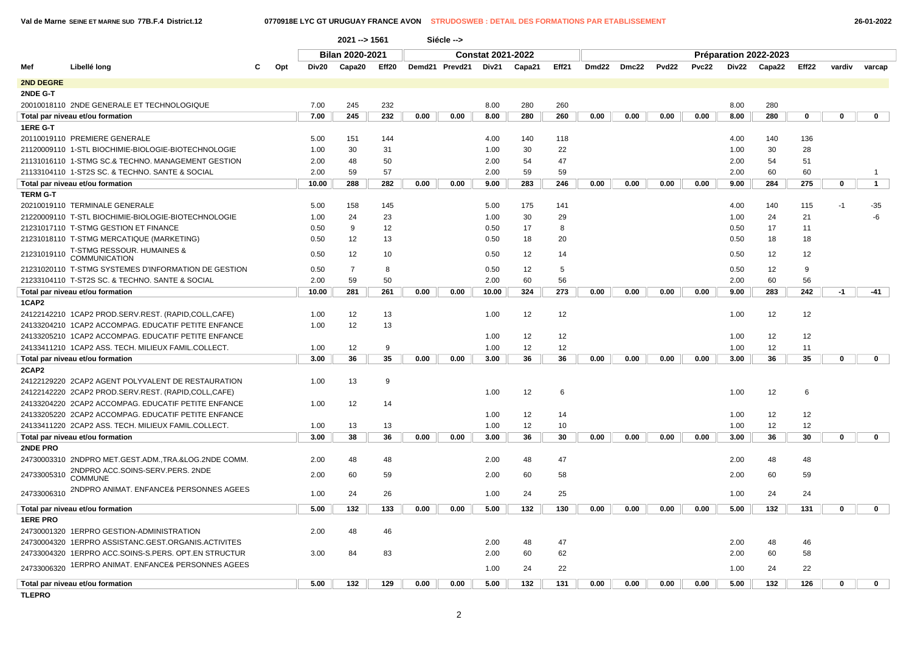Val de Marne SEINE ET MARNE SUD 77B.F.4 District.12 — 0770918E LYC GT URUGUAY FRANCE AVON — STRUDOSWEB : DETAIL DES FORMATIONS PAR ETABLISSEMENT — 26-01-2022

2021 --> 1561 Siécle -->

| Mef | Libellé long | C | Opt | Bilan 2020-2021 | | | Constat 2021-2022 | | | | | Préparation 2022-2023 | | | | | | | | |
|---|---|---|---|---|---|---|---|---|---|---|---|---|---|---|---|---|---|---|---|---|
| | | | | Div20 | Capa20 | Eff20 | Demd21 | Prevd21 | Div21 | Capa21 | Eff21 | Dmd22 | Dmc22 | Pvd22 | Pvc22 | Div22 | Capa22 | Eff22 | vardiv | varcap |
| **2ND DEGRE** | | | | | | | | | | | | | | | | | | | | |
| **2NDE G-T** | | | | | | | | | | | | | | | | | | | | |
| 20010018110 | 2NDE GENERALE ET TECHNOLOGIQUE | | | 7.00 | 245 | 232 | | | 8.00 | 280 | 260 | | | | | 8.00 | 280 | | | |
| **Total par niveau et/ou formation** | | | | 7.00 | 245 | 232 | 0.00 | 0.00 | 8.00 | 280 | 260 | 0.00 | 0.00 | 0.00 | 0.00 | 8.00 | 280 | 0 | 0 | 0 |
| **1ERE G-T** | | | | | | | | | | | | | | | | | | | | |
| 20110019110 | PREMIERE GENERALE | | | 5.00 | 151 | 144 | | | 4.00 | 140 | 118 | | | | | 4.00 | 140 | 136 | | |
| 21120009110 | 1-STL BIOCHIMIE-BIOLOGIE-BIOTECHNOLOGIE | | | 1.00 | 30 | 31 | | | 1.00 | 30 | 22 | | | | | 1.00 | 30 | 28 | | |
| 21131016110 | 1-STMG SC.& TECHNO. MANAGEMENT GESTION | | | 2.00 | 48 | 50 | | | 2.00 | 54 | 47 | | | | | 2.00 | 54 | 51 | | |
| 21133104110 | 1-ST2S SC. & TECHNO. SANTE & SOCIAL | | | 2.00 | 59 | 57 | | | 2.00 | 59 | 59 | | | | | 2.00 | 60 | 60 | | 1 |
| **Total par niveau et/ou formation** | | | | 10.00 | 288 | 282 | 0.00 | 0.00 | 9.00 | 283 | 246 | 0.00 | 0.00 | 0.00 | 0.00 | 9.00 | 284 | 275 | 0 | 1 |
| **TERM G-T** | | | | | | | | | | | | | | | | | | | | |
| 20210019110 | TERMINALE GENERALE | | | 5.00 | 158 | 145 | | | 5.00 | 175 | 141 | | | | | 4.00 | 140 | 115 | -1 | -35 |
| 21220009110 | T-STL BIOCHIMIE-BIOLOGIE-BIOTECHNOLOGIE | | | 1.00 | 24 | 23 | | | 1.00 | 30 | 29 | | | | | 1.00 | 24 | 21 | | -6 |
| 21231017110 | T-STMG GESTION ET FINANCE | | | 0.50 | 9 | 12 | | | 0.50 | 17 | 8 | | | | | 0.50 | 17 | 11 | | |
| 21231018110 | T-STMG MERCATIQUE (MARKETING) | | | 0.50 | 12 | 13 | | | 0.50 | 18 | 20 | | | | | 0.50 | 18 | 18 | | |
| 21231019110 | T-STMG RESSOUR. HUMAINES & COMMUNICATION | | | 0.50 | 12 | 10 | | | 0.50 | 12 | 14 | | | | | 0.50 | 12 | 12 | | |
| 21231020110 | T-STMG SYSTEMES D'INFORMATION DE GESTION | | | 0.50 | 7 | 8 | | | 0.50 | 12 | 5 | | | | | 0.50 | 12 | 9 | | |
| 21233104110 | T-ST2S SC. & TECHNO. SANTE & SOCIAL | | | 2.00 | 59 | 50 | | | 2.00 | 60 | 56 | | | | | 2.00 | 60 | 56 | | |
| **Total par niveau et/ou formation** | | | | 10.00 | 281 | 261 | 0.00 | 0.00 | 10.00 | 324 | 273 | 0.00 | 0.00 | 0.00 | 0.00 | 9.00 | 283 | 242 | -1 | -41 |
| **1CAP2** | | | | | | | | | | | | | | | | | | | | |
| 24122142210 | 1CAP2 PROD.SERV.REST. (RAPID,COLL,CAFE) | | | 1.00 | 12 | 13 | | | 1.00 | 12 | 12 | | | | | 1.00 | 12 | 12 | | |
| 24133204210 | 1CAP2 ACCOMPAG. EDUCATIF PETITE ENFANCE | | | 1.00 | 12 | 13 | | | | | | | | | | | | | | |
| 24133205210 | 1CAP2 ACCOMPAG. EDUCATIF PETITE ENFANCE | | | | | | | | 1.00 | 12 | 12 | | | | | 1.00 | 12 | 12 | | |
| 24133411210 | 1CAP2 ASS. TECH. MILIEUX FAMIL.COLLECT. | | | 1.00 | 12 | 9 | | | 1.00 | 12 | 12 | | | | | 1.00 | 12 | 11 | | |
| **Total par niveau et/ou formation** | | | | 3.00 | 36 | 35 | 0.00 | 0.00 | 3.00 | 36 | 36 | 0.00 | 0.00 | 0.00 | 0.00 | 3.00 | 36 | 35 | 0 | 0 |
| **2CAP2** | | | | | | | | | | | | | | | | | | | | |
| 24122129220 | 2CAP2 AGENT POLYVALENT DE RESTAURATION | | | 1.00 | 13 | 9 | | | | | | | | | | | | | | |
| 24122142220 | 2CAP2 PROD.SERV.REST. (RAPID,COLL,CAFE) | | | | | | | | 1.00 | 12 | 6 | | | | | 1.00 | 12 | 6 | | |
| 24133204220 | 2CAP2 ACCOMPAG. EDUCATIF PETITE ENFANCE | | | 1.00 | 12 | 14 | | | | | | | | | | | | | | |
| 24133205220 | 2CAP2 ACCOMPAG. EDUCATIF PETITE ENFANCE | | | | | | | | 1.00 | 12 | 14 | | | | | 1.00 | 12 | 12 | | |
| 24133411220 | 2CAP2 ASS. TECH. MILIEUX FAMIL.COLLECT. | | | 1.00 | 13 | 13 | | | 1.00 | 12 | 10 | | | | | 1.00 | 12 | 12 | | |
| **Total par niveau et/ou formation** | | | | 3.00 | 38 | 36 | 0.00 | 0.00 | 3.00 | 36 | 30 | 0.00 | 0.00 | 0.00 | 0.00 | 3.00 | 36 | 30 | 0 | 0 |
| **2NDE PRO** | | | | | | | | | | | | | | | | | | | | |
| 24730003310 | 2NDPRO MET.GEST.ADM.,TRA.&LOG.2NDE COMM. | | | 2.00 | 48 | 48 | | | 2.00 | 48 | 47 | | | | | 2.00 | 48 | 48 | | |
| 24733005310 | 2NDPRO ACC.SOINS-SERV.PERS. 2NDE COMMUNE | | | 2.00 | 60 | 59 | | | 2.00 | 60 | 58 | | | | | 2.00 | 60 | 59 | | |
| 24733006310 | 2NDPRO ANIMAT. ENFANCE& PERSONNES AGEES | | | 1.00 | 24 | 26 | | | 1.00 | 24 | 25 | | | | | 1.00 | 24 | 24 | | |
| **Total par niveau et/ou formation** | | | | 5.00 | 132 | 133 | 0.00 | 0.00 | 5.00 | 132 | 130 | 0.00 | 0.00 | 0.00 | 0.00 | 5.00 | 132 | 131 | 0 | 0 |
| **1ERE PRO** | | | | | | | | | | | | | | | | | | | | |
| 24730001320 | 1ERPRO GESTION-ADMINISTRATION | | | 2.00 | 48 | 46 | | | | | | | | | | | | | | |
| 24730004320 | 1ERPRO ASSISTANC.GEST.ORGANIS.ACTIVITES | | | | | | | | 2.00 | 48 | 47 | | | | | 2.00 | 48 | 46 | | |
| 24733004320 | 1ERPRO ACC.SOINS-S.PERS. OPT.EN STRUCTUR | | | 3.00 | 84 | 83 | | | 2.00 | 60 | 62 | | | | | 2.00 | 60 | 58 | | |
| 24733006320 | 1ERPRO ANIMAT. ENFANCE& PERSONNES AGEES | | | | | | | | 1.00 | 24 | 22 | | | | | 1.00 | 24 | 22 | | |
| **Total par niveau et/ou formation** | | | | 5.00 | 132 | 129 | 0.00 | 0.00 | 5.00 | 132 | 131 | 0.00 | 0.00 | 0.00 | 0.00 | 5.00 | 132 | 126 | 0 | 0 |
| **TLEPRO** | | | | | | | | | | | | | | | | | | | | |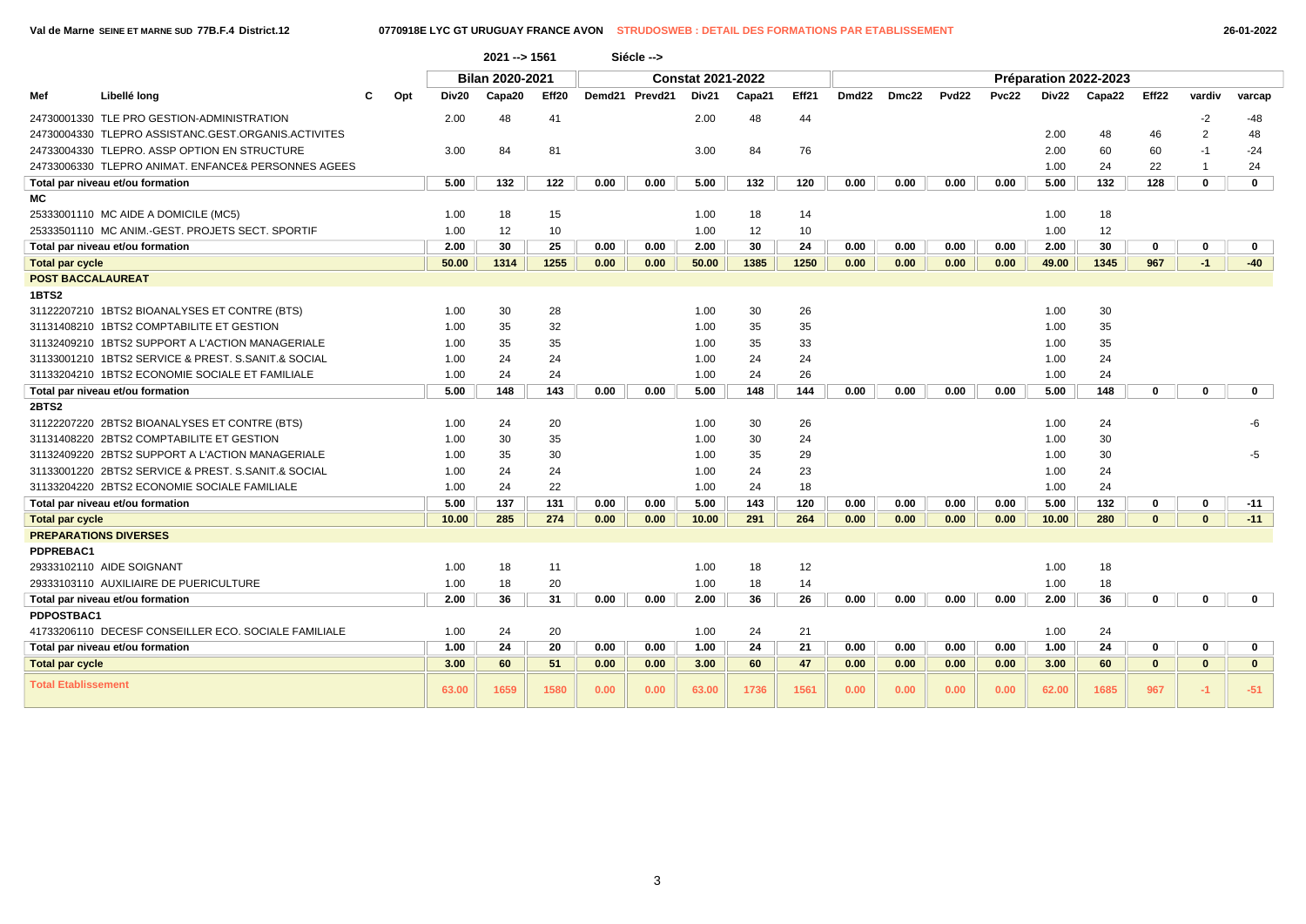Val de Marne SEINE ET MARNE SUD 77B.F.4 District.12 — 0770918E LYC GT URUGUAY FRANCE AVON — STRUDOSWEB : DETAIL DES FORMATIONS PAR ETABLISSEMENT — 26-01-2022

2021 --> 1561 — Siécle -->

| Mef | Libellé long | C | Opt | Bilan 2020-2021 | | | Constat 2021-2022 | | | | | Préparation 2022-2023 | | | | | | | | |
|---|---|---|---|---|---|---|---|---|---|---|---|---|---|---|---|---|---|---|---|---|
| | | | | Div20 | Capa20 | Eff20 | Demd21 | Prevd21 | Div21 | Capa21 | Eff21 | Dmd22 | Dmc22 | Pvd22 | Pvc22 | Div22 | Capa22 | Eff22 | vardiv | varcap |
| 24730001330 | TLE PRO GESTION-ADMINISTRATION | | | 2.00 | 48 | 41 | | | 2.00 | 48 | 44 | | | | | | | | -2 | -48 |
| 24730004330 | TLEPRO ASSISTANC.GEST.ORGANIS.ACTIVITES | | | | | | | | | | | | | | | 2.00 | 48 | 46 | 2 | 48 |
| 24733004330 | TLEPRO. ASSP OPTION EN STRUCTURE | | | 3.00 | 84 | 81 | | | 3.00 | 84 | 76 | | | | | 2.00 | 60 | 60 | -1 | -24 |
| 24733006330 | TLEPRO ANIMAT. ENFANCE& PERSONNES AGEES | | | | | | | | | | | | | | | 1.00 | 24 | 22 | 1 | 24 |
| **Total par niveau et/ou formation** | | | | **5.00** | **132** | **122** | **0.00** | **0.00** | **5.00** | **132** | **120** | **0.00** | **0.00** | **0.00** | **0.00** | **5.00** | **132** | **128** | **0** | **0** |
| **MC** | | | | | | | | | | | | | | | | | | | | |
| 25333001110 | MC AIDE A DOMICILE (MC5) | | | 1.00 | 18 | 15 | | | 1.00 | 18 | 14 | | | | | 1.00 | 18 | | | |
| 25333501110 | MC ANIM.-GEST. PROJETS SECT. SPORTIF | | | 1.00 | 12 | 10 | | | 1.00 | 12 | 10 | | | | | 1.00 | 12 | | | |
| **Total par niveau et/ou formation** | | | | **2.00** | **30** | **25** | **0.00** | **0.00** | **2.00** | **30** | **24** | **0.00** | **0.00** | **0.00** | **0.00** | **2.00** | **30** | **0** | **0** | **0** |
| **Total par cycle** | | | | **50.00** | **1314** | **1255** | **0.00** | **0.00** | **50.00** | **1385** | **1250** | **0.00** | **0.00** | **0.00** | **0.00** | **49.00** | **1345** | **967** | **-1** | **-40** |
| **POST BACCALAUREAT** | | | | | | | | | | | | | | | | | | | | |
| **1BTS2** | | | | | | | | | | | | | | | | | | | | |
| 31122207210 | 1BTS2 BIOANALYSES ET CONTRE (BTS) | | | 1.00 | 30 | 28 | | | 1.00 | 30 | 26 | | | | | 1.00 | 30 | | | |
| 31131408210 | 1BTS2 COMPTABILITE ET GESTION | | | 1.00 | 35 | 32 | | | 1.00 | 35 | 35 | | | | | 1.00 | 35 | | | |
| 31132409210 | 1BTS2 SUPPORT A L'ACTION MANAGERIALE | | | 1.00 | 35 | 35 | | | 1.00 | 35 | 33 | | | | | 1.00 | 35 | | | |
| 31133001210 | 1BTS2 SERVICE & PREST. S.SANIT.& SOCIAL | | | 1.00 | 24 | 24 | | | 1.00 | 24 | 24 | | | | | 1.00 | 24 | | | |
| 31133204210 | 1BTS2 ECONOMIE SOCIALE ET FAMILIALE | | | 1.00 | 24 | 24 | | | 1.00 | 24 | 26 | | | | | 1.00 | 24 | | | |
| **Total par niveau et/ou formation** | | | | **5.00** | **148** | **143** | **0.00** | **0.00** | **5.00** | **148** | **144** | **0.00** | **0.00** | **0.00** | **0.00** | **5.00** | **148** | **0** | **0** | **0** |
| **2BTS2** | | | | | | | | | | | | | | | | | | | | |
| 31122207220 | 2BTS2 BIOANALYSES ET CONTRE (BTS) | | | 1.00 | 24 | 20 | | | 1.00 | 30 | 26 | | | | | 1.00 | 24 | | | -6 |
| 31131408220 | 2BTS2 COMPTABILITE ET GESTION | | | 1.00 | 30 | 35 | | | 1.00 | 30 | 24 | | | | | 1.00 | 30 | | | |
| 31132409220 | 2BTS2 SUPPORT A L'ACTION MANAGERIALE | | | 1.00 | 35 | 30 | | | 1.00 | 35 | 29 | | | | | 1.00 | 30 | | | -5 |
| 31133001220 | 2BTS2 SERVICE & PREST. S.SANIT.& SOCIAL | | | 1.00 | 24 | 24 | | | 1.00 | 24 | 23 | | | | | 1.00 | 24 | | | |
| 31133204220 | 2BTS2 ECONOMIE SOCIALE FAMILIALE | | | 1.00 | 24 | 22 | | | 1.00 | 24 | 18 | | | | | 1.00 | 24 | | | |
| **Total par niveau et/ou formation** | | | | **5.00** | **137** | **131** | **0.00** | **0.00** | **5.00** | **143** | **120** | **0.00** | **0.00** | **0.00** | **0.00** | **5.00** | **132** | **0** | **0** | **-11** |
| **Total par cycle** | | | | **10.00** | **285** | **274** | **0.00** | **0.00** | **10.00** | **291** | **264** | **0.00** | **0.00** | **0.00** | **0.00** | **10.00** | **280** | **0** | **0** | **-11** |
| **PREPARATIONS DIVERSES** | | | | | | | | | | | | | | | | | | | | |
| **PDPREBAC1** | | | | | | | | | | | | | | | | | | | | |
| 29333102110 | AIDE SOIGNANT | | | 1.00 | 18 | 11 | | | 1.00 | 18 | 12 | | | | | 1.00 | 18 | | | |
| 29333103110 | AUXILIAIRE DE PUERICULTURE | | | 1.00 | 18 | 20 | | | 1.00 | 18 | 14 | | | | | 1.00 | 18 | | | |
| **Total par niveau et/ou formation** | | | | **2.00** | **36** | **31** | **0.00** | **0.00** | **2.00** | **36** | **26** | **0.00** | **0.00** | **0.00** | **0.00** | **2.00** | **36** | **0** | **0** | **0** |
| **PDPOSTBAC1** | | | | | | | | | | | | | | | | | | | | |
| 41733206110 | DECESF CONSEILLER ECO. SOCIALE FAMILIALE | | | 1.00 | 24 | 20 | | | 1.00 | 24 | 21 | | | | | 1.00 | 24 | | | |
| **Total par niveau et/ou formation** | | | | **1.00** | **24** | **20** | **0.00** | **0.00** | **1.00** | **24** | **21** | **0.00** | **0.00** | **0.00** | **0.00** | **1.00** | **24** | **0** | **0** | **0** |
| **Total par cycle** | | | | **3.00** | **60** | **51** | **0.00** | **0.00** | **3.00** | **60** | **47** | **0.00** | **0.00** | **0.00** | **0.00** | **3.00** | **60** | **0** | **0** | **0** |
| **Total Etablissement** | | | | **63.00** | **1659** | **1580** | **0.00** | **0.00** | **63.00** | **1736** | **1561** | **0.00** | **0.00** | **0.00** | **0.00** | **62.00** | **1685** | **967** | **-1** | **-51** |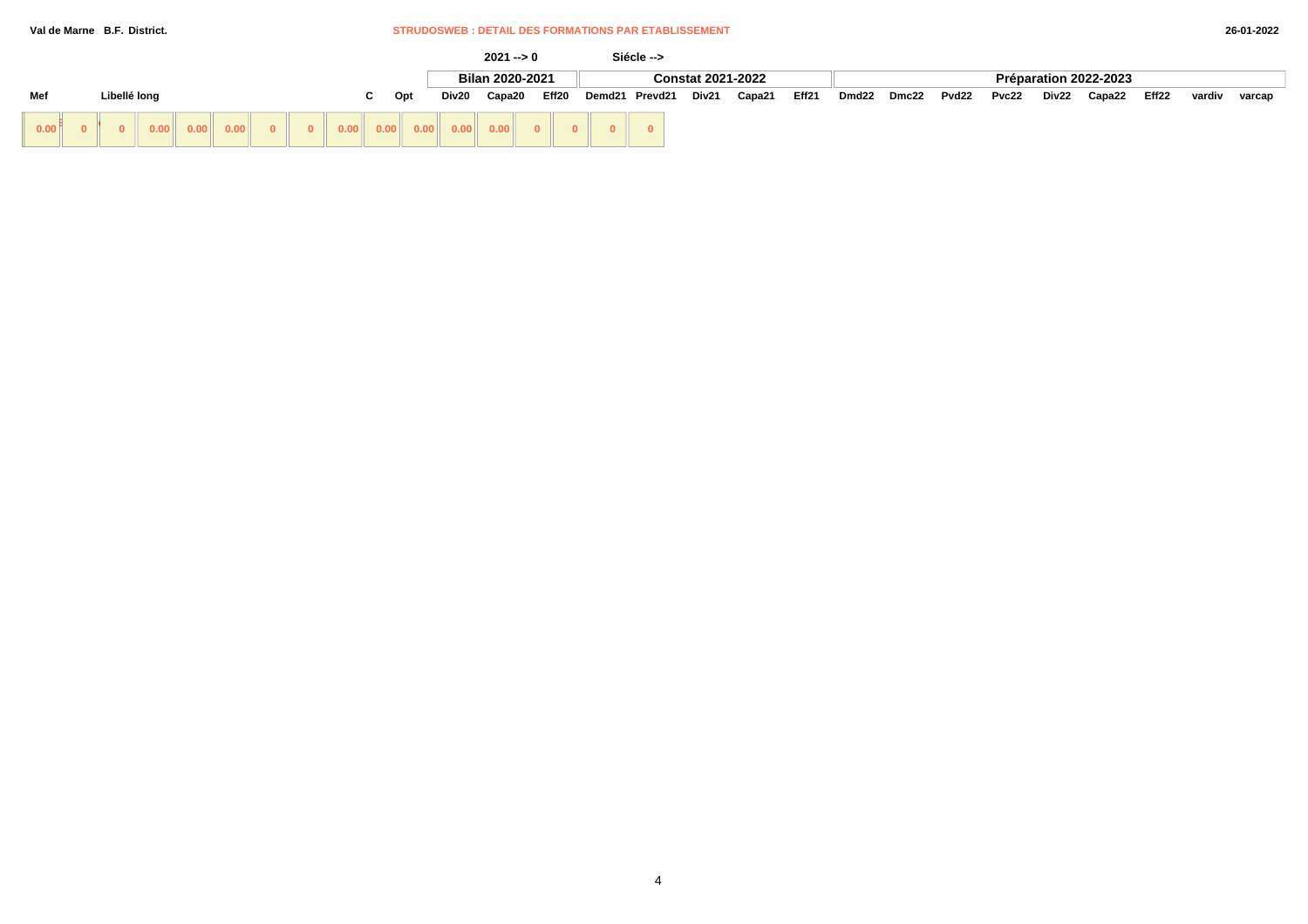Val de Marne B.F. District.

STRUDOSWEB : DETAIL DES FORMATIONS PAR ETABLISSEMENT

26-01-2022

2021 --> 0 Siécle -->

| Mef | Libellé long | C | Opt | Bilan 2020-2021 | | | Constat 2021-2022 | | | | | Préparation 2022-2023 | | | | | | | | |
|---|---|---|---|---|---|---|---|---|---|---|---|---|---|---|---|---|---|---|---|---|
| | | | | Div20 | Capa20 | Eff20 | Demd21 | Prevd21 | Div21 | Capa21 | Eff21 | Dmd22 | Dmc22 | Pvd22 | Pvc22 | Div22 | Capa22 | Eff22 | vardiv | varcap |

| 0.00 | 0 | 0 | 0.00 | 0.00 | 0.00 | 0 | 0 | 0.00 | 0.00 | 0.00 | 0.00 | 0.00 | 0 | 0 | 0 | 0 |
|---|---|---|---|---|---|---|---|---|---|---|---|---|---|---|---|---|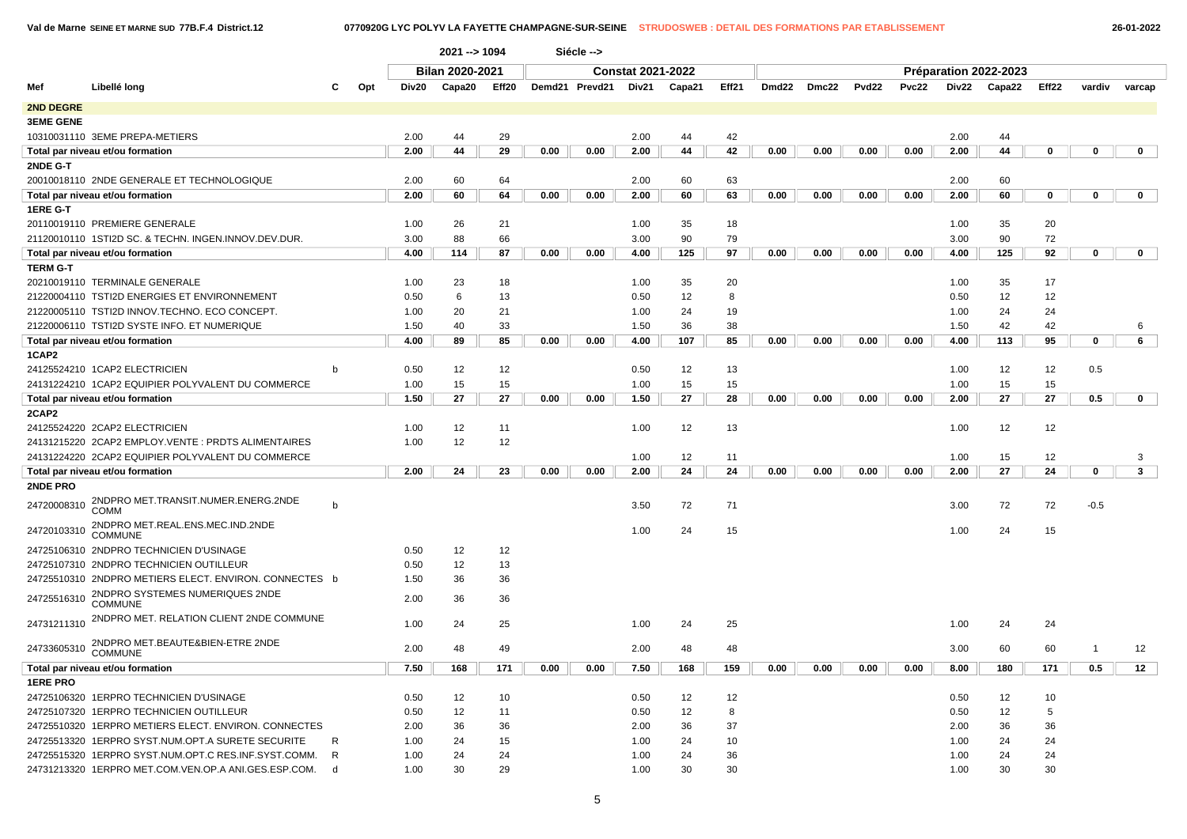Val de Marne SEINE ET MARNE SUD 77B.F.4 District.12 — 0770920G LYC POLYV LA FAYETTE CHAMPAGNE-SUR-SEINE — STRUDOSWEB : DETAIL DES FORMATIONS PAR ETABLISSEMENT — 26-01-2022

2021 --> 1094 Siécle -->

| Mef | Libellé long | C | Opt | Bilan 2020-2021 | | | Constat 2021-2022 | | | | | Préparation 2022-2023 | | | | | | | | |
|---|---|---|---|---|---|---|---|---|---|---|---|---|---|---|---|---|---|---|---|---|
| | | | | Div20 | Capa20 | Eff20 | Demd21 | Prevd21 | Div21 | Capa21 | Eff21 | Dmd22 | Dmc22 | Pvd22 | Pvc22 | Div22 | Capa22 | Eff22 | vardiv | varcap |
| **2ND DEGRE** | | | | | | | | | | | | | | | | | | | | |
| **3EME GENE** | | | | | | | | | | | | | | | | | | | | |
| 10310031110 | 3EME PREPA-METIERS | | | 2.00 | 44 | 29 | | | 2.00 | 44 | 42 | | | | | 2.00 | 44 | | | |
| **Total par niveau et/ou formation** | | | | 2.00 | 44 | 29 | 0.00 | 0.00 | 2.00 | 44 | 42 | 0.00 | 0.00 | 0.00 | 0.00 | 2.00 | 44 | 0 | 0 | 0 |
| **2NDE G-T** | | | | | | | | | | | | | | | | | | | | |
| 20010018110 | 2NDE GENERALE ET TECHNOLOGIQUE | | | 2.00 | 60 | 64 | | | 2.00 | 60 | 63 | | | | | 2.00 | 60 | | | |
| **Total par niveau et/ou formation** | | | | 2.00 | 60 | 64 | 0.00 | 0.00 | 2.00 | 60 | 63 | 0.00 | 0.00 | 0.00 | 0.00 | 2.00 | 60 | 0 | 0 | 0 |
| **1ERE G-T** | | | | | | | | | | | | | | | | | | | | |
| 20110019110 | PREMIERE GENERALE | | | 1.00 | 26 | 21 | | | 1.00 | 35 | 18 | | | | | 1.00 | 35 | 20 | | |
| 21120010110 | 1STI2D SC. & TECHN. INGEN.INNOV.DEV.DUR. | | | 3.00 | 88 | 66 | | | 3.00 | 90 | 79 | | | | | 3.00 | 90 | 72 | | |
| **Total par niveau et/ou formation** | | | | 4.00 | 114 | 87 | 0.00 | 0.00 | 4.00 | 125 | 97 | 0.00 | 0.00 | 0.00 | 0.00 | 4.00 | 125 | 92 | 0 | 0 |
| **TERM G-T** | | | | | | | | | | | | | | | | | | | | |
| 20210019110 | TERMINALE GENERALE | | | 1.00 | 23 | 18 | | | 1.00 | 35 | 20 | | | | | 1.00 | 35 | 17 | | |
| 21220004110 | TSTI2D ENERGIES ET ENVIRONNEMENT | | | 0.50 | 6 | 13 | | | 0.50 | 12 | 8 | | | | | 0.50 | 12 | 12 | | |
| 21220005110 | TSTI2D INNOV.TECHNO. ECO CONCEPT. | | | 1.00 | 20 | 21 | | | 1.00 | 24 | 19 | | | | | 1.00 | 24 | 24 | | |
| 21220006110 | TSTI2D SYSTE INFO. ET NUMERIQUE | | | 1.50 | 40 | 33 | | | 1.50 | 36 | 38 | | | | | 1.50 | 42 | 42 | | 6 |
| **Total par niveau et/ou formation** | | | | 4.00 | 89 | 85 | 0.00 | 0.00 | 4.00 | 107 | 85 | 0.00 | 0.00 | 0.00 | 0.00 | 4.00 | 113 | 95 | 0 | 6 |
| **1CAP2** | | | | | | | | | | | | | | | | | | | | |
| 24125524210 | 1CAP2 ELECTRICIEN | b | | 0.50 | 12 | 12 | | | 0.50 | 12 | 13 | | | | | 1.00 | 12 | 12 | 0.5 | |
| 24131224210 | 1CAP2 EQUIPIER POLYVALENT DU COMMERCE | | | 1.00 | 15 | 15 | | | 1.00 | 15 | 15 | | | | | 1.00 | 15 | 15 | | |
| **Total par niveau et/ou formation** | | | | 1.50 | 27 | 27 | 0.00 | 0.00 | 1.50 | 27 | 28 | 0.00 | 0.00 | 0.00 | 0.00 | 2.00 | 27 | 27 | 0.5 | 0 |
| **2CAP2** | | | | | | | | | | | | | | | | | | | | |
| 24125524220 | 2CAP2 ELECTRICIEN | | | 1.00 | 12 | 11 | | | 1.00 | 12 | 13 | | | | | 1.00 | 12 | 12 | | |
| 24131215220 | 2CAP2 EMPLOY.VENTE : PRDTS ALIMENTAIRES | | | 1.00 | 12 | 12 | | | | | | | | | | | | | | |
| 24131224220 | 2CAP2 EQUIPIER POLYVALENT DU COMMERCE | | | | | | | | 1.00 | 12 | 11 | | | | | 1.00 | 15 | 12 | | 3 |
| **Total par niveau et/ou formation** | | | | 2.00 | 24 | 23 | 0.00 | 0.00 | 2.00 | 24 | 24 | 0.00 | 0.00 | 0.00 | 0.00 | 2.00 | 27 | 24 | 0 | 3 |
| **2NDE PRO** | | | | | | | | | | | | | | | | | | | | |
| 24720008310 | 2NDPRO MET.TRANSIT.NUMER.ENERG.2NDE COMM | b | | | | | | | 3.50 | 72 | 71 | | | | | 3.00 | 72 | 72 | -0.5 | |
| 24720103310 | 2NDPRO MET.REAL.ENS.MEC.IND.2NDE COMMUNE | | | | | | | | 1.00 | 24 | 15 | | | | | 1.00 | 24 | 15 | | |
| 24725106310 | 2NDPRO TECHNICIEN D'USINAGE | | | 0.50 | 12 | 12 | | | | | | | | | | | | | | |
| 24725107310 | 2NDPRO TECHNICIEN OUTILLEUR | | | 0.50 | 12 | 13 | | | | | | | | | | | | | | |
| 24725510310 | 2NDPRO METIERS ELECT. ENVIRON. CONNECTES | b | | 1.50 | 36 | 36 | | | | | | | | | | | | | | |
| 24725516310 | 2NDPRO SYSTEMES NUMERIQUES 2NDE COMMUNE | | | 2.00 | 36 | 36 | | | | | | | | | | | | | | |
| 24731211310 | 2NDPRO MET. RELATION CLIENT 2NDE COMMUNE | | | 1.00 | 24 | 25 | | | 1.00 | 24 | 25 | | | | | 1.00 | 24 | 24 | | |
| 24733605310 | 2NDPRO MET.BEAUTE&BIEN-ETRE 2NDE COMMUNE | | | 2.00 | 48 | 49 | | | 2.00 | 48 | 48 | | | | | 3.00 | 60 | 60 | 1 | 12 |
| **Total par niveau et/ou formation** | | | | 7.50 | 168 | 171 | 0.00 | 0.00 | 7.50 | 168 | 159 | 0.00 | 0.00 | 0.00 | 0.00 | 8.00 | 180 | 171 | 0.5 | 12 |
| **1ERE PRO** | | | | | | | | | | | | | | | | | | | | |
| 24725106320 | 1ERPRO TECHNICIEN D'USINAGE | | | 0.50 | 12 | 10 | | | 0.50 | 12 | 12 | | | | | 0.50 | 12 | 10 | | |
| 24725107320 | 1ERPRO TECHNICIEN OUTILLEUR | | | 0.50 | 12 | 11 | | | 0.50 | 12 | 8 | | | | | 0.50 | 12 | 5 | | |
| 24725510320 | 1ERPRO METIERS ELECT. ENVIRON. CONNECTES | | | 2.00 | 36 | 36 | | | 2.00 | 36 | 37 | | | | | 2.00 | 36 | 36 | | |
| 24725513320 | 1ERPRO SYST.NUM.OPT.A SURETE SECURITE | R | | 1.00 | 24 | 15 | | | 1.00 | 24 | 10 | | | | | 1.00 | 24 | 24 | | |
| 24725515320 | 1ERPRO SYST.NUM.OPT.C RES.INF.SYST.COMM. | R | | 1.00 | 24 | 24 | | | 1.00 | 24 | 36 | | | | | 1.00 | 24 | 24 | | |
| 24731213320 | 1ERPRO MET.COM.VEN.OP.A ANI.GES.ESP.COM. | d | | 1.00 | 30 | 29 | | | 1.00 | 30 | 30 | | | | | 1.00 | 30 | 30 | | |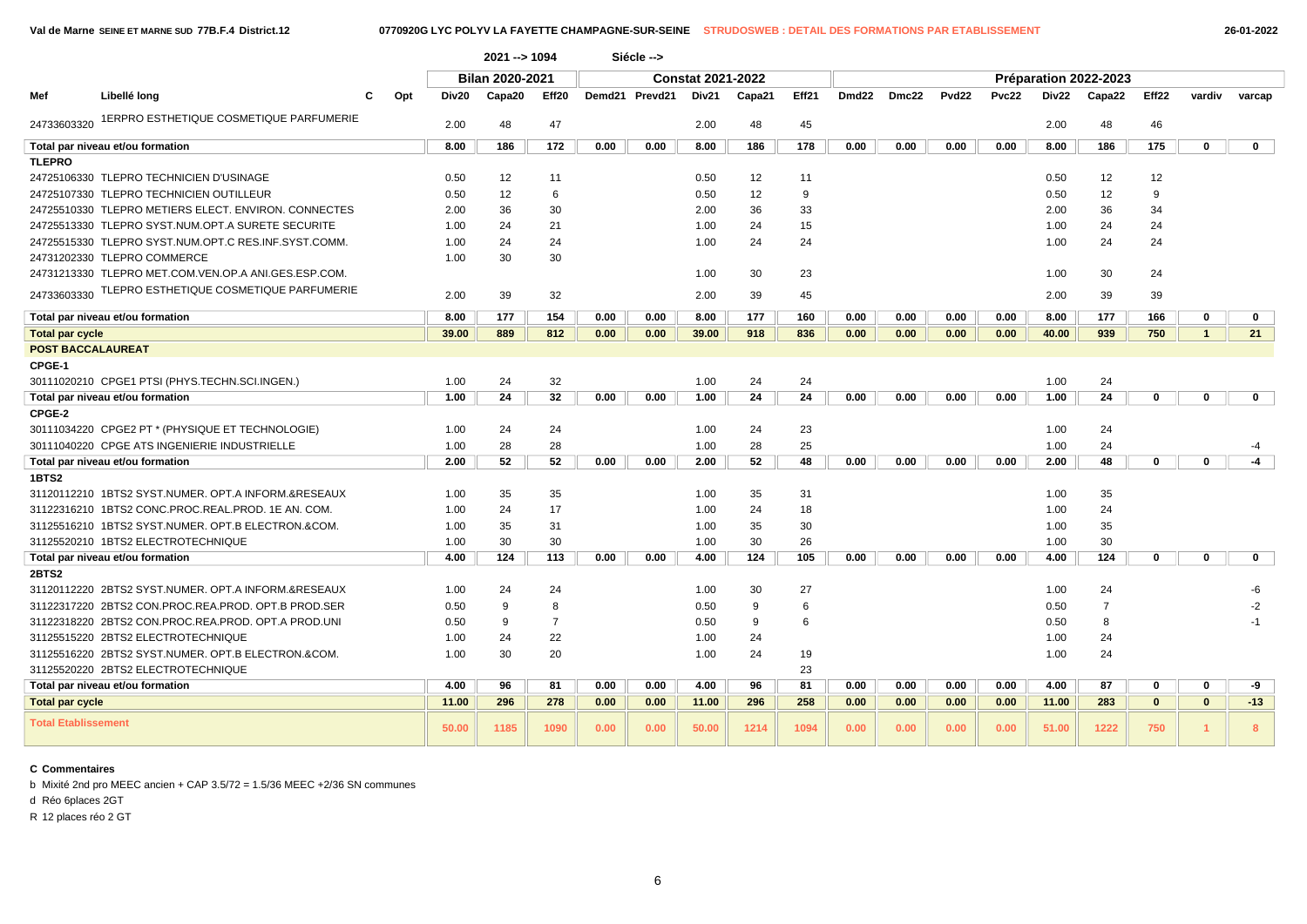2021 --> 1094 Siécle -->

| Mef | Libellé long | C | Opt | Bilan 2020-2021 | | | Constat 2021-2022 | | | | | Préparation 2022-2023 | | | | | | | | |
|---|---|---|---|---|---|---|---|---|---|---|---|---|---|---|---|---|---|---|---|---|
| | | | | Div20 | Capa20 | Eff20 | Demd21 | Prevd21 | Div21 | Capa21 | Eff21 | Dmd22 | Dmc22 | Pvd22 | Pvc22 | Div22 | Capa22 | Eff22 | vardiv | varcap |
| 24733603320 | 1ERPRO ESTHETIQUE COSMETIQUE PARFUMERIE | | | 2.00 | 48 | 47 | | | 2.00 | 48 | 45 | | | | | 2.00 | 48 | 46 | | |
| **Total par niveau et/ou formation** | | | | **8.00** | **186** | **172** | **0.00** | **0.00** | **8.00** | **186** | **178** | **0.00** | **0.00** | **0.00** | **0.00** | **8.00** | **186** | **175** | **0** | **0** |
| **TLEPRO** | | | | | | | | | | | | | | | | | | | | |
| 24725106330 | TLEPRO TECHNICIEN D'USINAGE | | | 0.50 | 12 | 11 | | | 0.50 | 12 | 11 | | | | | 0.50 | 12 | 12 | | |
| 24725107330 | TLEPRO TECHNICIEN OUTILLEUR | | | 0.50 | 12 | 6 | | | 0.50 | 12 | 9 | | | | | 0.50 | 12 | 9 | | |
| 24725510330 | TLEPRO METIERS ELECT. ENVIRON. CONNECTES | | | 2.00 | 36 | 30 | | | 2.00 | 36 | 33 | | | | | 2.00 | 36 | 34 | | |
| 24725513330 | TLEPRO SYST.NUM.OPT.A SURETE SECURITE | | | 1.00 | 24 | 21 | | | 1.00 | 24 | 15 | | | | | 1.00 | 24 | 24 | | |
| 24725515330 | TLEPRO SYST.NUM.OPT.C RES.INF.SYST.COMM. | | | 1.00 | 24 | 24 | | | 1.00 | 24 | 24 | | | | | 1.00 | 24 | 24 | | |
| 24731202330 | TLEPRO COMMERCE | | | 1.00 | 30 | 30 | | | | | | | | | | | | | | |
| 24731213330 | TLEPRO MET.COM.VEN.OP.A ANI.GES.ESP.COM. | | | | | | | | 1.00 | 30 | 23 | | | | | 1.00 | 30 | 24 | | |
| 24733603330 | TLEPRO ESTHETIQUE COSMETIQUE PARFUMERIE | | | 2.00 | 39 | 32 | | | 2.00 | 39 | 45 | | | | | 2.00 | 39 | 39 | | |
| **Total par niveau et/ou formation** | | | | **8.00** | **177** | **154** | **0.00** | **0.00** | **8.00** | **177** | **160** | **0.00** | **0.00** | **0.00** | **0.00** | **8.00** | **177** | **166** | **0** | **0** |
| **Total par cycle** | | | | **39.00** | **889** | **812** | **0.00** | **0.00** | **39.00** | **918** | **836** | **0.00** | **0.00** | **0.00** | **0.00** | **40.00** | **939** | **750** | **1** | **21** |
| **POST BACCALAUREAT** | | | | | | | | | | | | | | | | | | | | |
| **CPGE-1** | | | | | | | | | | | | | | | | | | | | |
| 30111020210 | CPGE1 PTSI (PHYS.TECHN.SCI.INGEN.) | | | 1.00 | 24 | 32 | | | 1.00 | 24 | 24 | | | | | 1.00 | 24 | | | |
| **Total par niveau et/ou formation** | | | | **1.00** | **24** | **32** | **0.00** | **0.00** | **1.00** | **24** | **24** | **0.00** | **0.00** | **0.00** | **0.00** | **1.00** | **24** | **0** | **0** | **0** |
| **CPGE-2** | | | | | | | | | | | | | | | | | | | | |
| 30111034220 | CPGE2 PT * (PHYSIQUE ET TECHNOLOGIE) | | | 1.00 | 24 | 24 | | | 1.00 | 24 | 23 | | | | | 1.00 | 24 | | | |
| 30111040220 | CPGE ATS INGENIERIE INDUSTRIELLE | | | 1.00 | 28 | 28 | | | 1.00 | 28 | 25 | | | | | 1.00 | 24 | | | -4 |
| **Total par niveau et/ou formation** | | | | **2.00** | **52** | **52** | **0.00** | **0.00** | **2.00** | **52** | **48** | **0.00** | **0.00** | **0.00** | **0.00** | **2.00** | **48** | **0** | **0** | **-4** |
| **1BTS2** | | | | | | | | | | | | | | | | | | | | |
| 31120112210 | 1BTS2 SYST.NUMER. OPT.A INFORM.&RESEAUX | | | 1.00 | 35 | 35 | | | 1.00 | 35 | 31 | | | | | 1.00 | 35 | | | |
| 31122316210 | 1BTS2 CONC.PROC.REAL.PROD. 1E AN. COM. | | | 1.00 | 24 | 17 | | | 1.00 | 24 | 18 | | | | | 1.00 | 24 | | | |
| 31125516210 | 1BTS2 SYST.NUMER. OPT.B ELECTRON.&COM. | | | 1.00 | 35 | 31 | | | 1.00 | 35 | 30 | | | | | 1.00 | 35 | | | |
| 31125520210 | 1BTS2 ELECTROTECHNIQUE | | | 1.00 | 30 | 30 | | | 1.00 | 30 | 26 | | | | | 1.00 | 30 | | | |
| **Total par niveau et/ou formation** | | | | **4.00** | **124** | **113** | **0.00** | **0.00** | **4.00** | **124** | **105** | **0.00** | **0.00** | **0.00** | **0.00** | **4.00** | **124** | **0** | **0** | **0** |
| **2BTS2** | | | | | | | | | | | | | | | | | | | | |
| 31120112220 | 2BTS2 SYST.NUMER. OPT.A INFORM.&RESEAUX | | | 1.00 | 24 | 24 | | | 1.00 | 30 | 27 | | | | | 1.00 | 24 | | | -6 |
| 31122317220 | 2BTS2 CON.PROC.REA.PROD. OPT.B PROD.SER | | | 0.50 | 9 | 8 | | | 0.50 | 9 | 6 | | | | | 0.50 | 7 | | | -2 |
| 31122318220 | 2BTS2 CON.PROC.REA.PROD. OPT.A PROD.UNI | | | 0.50 | 9 | 7 | | | 0.50 | 9 | 6 | | | | | 0.50 | 8 | | | -1 |
| 31125515220 | 2BTS2 ELECTROTECHNIQUE | | | 1.00 | 24 | 22 | | | 1.00 | 24 | | | | | | 1.00 | 24 | | | |
| 31125516220 | 2BTS2 SYST.NUMER. OPT.B ELECTRON.&COM. | | | 1.00 | 30 | 20 | | | 1.00 | 24 | 19 | | | | | 1.00 | 24 | | | |
| 31125520220 | 2BTS2 ELECTROTECHNIQUE | | | | | | | | | | 23 | | | | | | | | | |
| **Total par niveau et/ou formation** | | | | **4.00** | **96** | **81** | **0.00** | **0.00** | **4.00** | **96** | **81** | **0.00** | **0.00** | **0.00** | **0.00** | **4.00** | **87** | **0** | **0** | **-9** |
| **Total par cycle** | | | | **11.00** | **296** | **278** | **0.00** | **0.00** | **11.00** | **296** | **258** | **0.00** | **0.00** | **0.00** | **0.00** | **11.00** | **283** | **0** | **0** | **-13** |
| **Total Etablissement** | | | | **50.00** | **1185** | **1090** | **0.00** | **0.00** | **50.00** | **1214** | **1094** | **0.00** | **0.00** | **0.00** | **0.00** | **51.00** | **1222** | **750** | **1** | **8** |

**C Commentaires**

b Mixité 2nd pro MEEC ancien + CAP 3.5/72 = 1.5/36 MEEC +2/36 SN communes

d Réo 6places 2GT

R 12 places réo 2 GT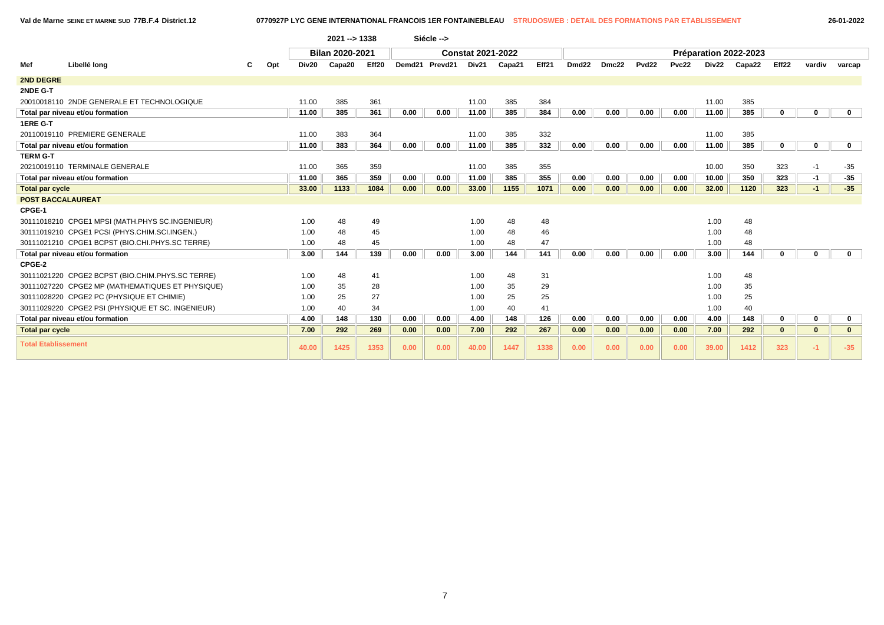Val de Marne SEINE ET MARNE SUD 77B.F.4 District.12 — 0770927P LYC GENE INTERNATIONAL FRANCOIS 1ER FONTAINEBLEAU — STRUDOSWEB : DETAIL DES FORMATIONS PAR ETABLISSEMENT — 26-01-2022

2021 --> 1338 Siécle -->

| Mef | Libellé long | C | Opt | Bilan 2020-2021 | | | Constat 2021-2022 | | | | | Préparation 2022-2023 | | | | | | | | |
|---|---|---|---|---|---|---|---|---|---|---|---|---|---|---|---|---|---|---|---|---|
| | | | | Div20 | Capa20 | Eff20 | Demd21 | Prevd21 | Div21 | Capa21 | Eff21 | Dmd22 | Dmc22 | Pvd22 | Pvc22 | Div22 | Capa22 | Eff22 | vardiv | varcap |
| **2ND DEGRE** | | | | | | | | | | | | | | | | | | | | |
| **2NDE G-T** | | | | | | | | | | | | | | | | | | | | |
| 20010018110 | 2NDE GENERALE ET TECHNOLOGIQUE | | | 11.00 | 385 | 361 | | | 11.00 | 385 | 384 | | | | | 11.00 | 385 | | | |
| **Total par niveau et/ou formation** | | | | **11.00** | **385** | **361** | **0.00** | **0.00** | **11.00** | **385** | **384** | **0.00** | **0.00** | **0.00** | **0.00** | **11.00** | **385** | **0** | **0** | **0** |
| **1ERE G-T** | | | | | | | | | | | | | | | | | | | | |
| 20110019110 | PREMIERE GENERALE | | | 11.00 | 383 | 364 | | | 11.00 | 385 | 332 | | | | | 11.00 | 385 | | | |
| **Total par niveau et/ou formation** | | | | **11.00** | **383** | **364** | **0.00** | **0.00** | **11.00** | **385** | **332** | **0.00** | **0.00** | **0.00** | **0.00** | **11.00** | **385** | **0** | **0** | **0** |
| **TERM G-T** | | | | | | | | | | | | | | | | | | | | |
| 20210019110 | TERMINALE GENERALE | | | 11.00 | 365 | 359 | | | 11.00 | 385 | 355 | | | | | 10.00 | 350 | 323 | -1 | -35 |
| **Total par niveau et/ou formation** | | | | **11.00** | **365** | **359** | **0.00** | **0.00** | **11.00** | **385** | **355** | **0.00** | **0.00** | **0.00** | **0.00** | **10.00** | **350** | **323** | **-1** | **-35** |
| **Total par cycle** | | | | **33.00** | **1133** | **1084** | **0.00** | **0.00** | **33.00** | **1155** | **1071** | **0.00** | **0.00** | **0.00** | **0.00** | **32.00** | **1120** | **323** | **-1** | **-35** |
| **POST BACCALAUREAT** | | | | | | | | | | | | | | | | | | | | |
| **CPGE-1** | | | | | | | | | | | | | | | | | | | | |
| 30111018210 | CPGE1 MPSI (MATH.PHYS SC.INGENIEUR) | | | 1.00 | 48 | 49 | | | 1.00 | 48 | 48 | | | | | 1.00 | 48 | | | |
| 30111019210 | CPGE1 PCSI (PHYS.CHIM.SCI.INGEN.) | | | 1.00 | 48 | 45 | | | 1.00 | 48 | 46 | | | | | 1.00 | 48 | | | |
| 30111021210 | CPGE1 BCPST (BIO.CHI.PHYS.SC TERRE) | | | 1.00 | 48 | 45 | | | 1.00 | 48 | 47 | | | | | 1.00 | 48 | | | |
| **Total par niveau et/ou formation** | | | | **3.00** | **144** | **139** | **0.00** | **0.00** | **3.00** | **144** | **141** | **0.00** | **0.00** | **0.00** | **0.00** | **3.00** | **144** | **0** | **0** | **0** |
| **CPGE-2** | | | | | | | | | | | | | | | | | | | | |
| 30111021220 | CPGE2 BCPST (BIO.CHIM.PHYS.SC TERRE) | | | 1.00 | 48 | 41 | | | 1.00 | 48 | 31 | | | | | 1.00 | 48 | | | |
| 30111027220 | CPGE2 MP (MATHEMATIQUES ET PHYSIQUE) | | | 1.00 | 35 | 28 | | | 1.00 | 35 | 29 | | | | | 1.00 | 35 | | | |
| 30111028220 | CPGE2 PC (PHYSIQUE ET CHIMIE) | | | 1.00 | 25 | 27 | | | 1.00 | 25 | 25 | | | | | 1.00 | 25 | | | |
| 30111029220 | CPGE2 PSI (PHYSIQUE ET SC. INGENIEUR) | | | 1.00 | 40 | 34 | | | 1.00 | 40 | 41 | | | | | 1.00 | 40 | | | |
| **Total par niveau et/ou formation** | | | | **4.00** | **148** | **130** | **0.00** | **0.00** | **4.00** | **148** | **126** | **0.00** | **0.00** | **0.00** | **0.00** | **4.00** | **148** | **0** | **0** | **0** |
| **Total par cycle** | | | | **7.00** | **292** | **269** | **0.00** | **0.00** | **7.00** | **292** | **267** | **0.00** | **0.00** | **0.00** | **0.00** | **7.00** | **292** | **0** | **0** | **0** |
| **Total Etablissement** | | | | **40.00** | **1425** | **1353** | **0.00** | **0.00** | **40.00** | **1447** | **1338** | **0.00** | **0.00** | **0.00** | **0.00** | **39.00** | **1412** | **323** | **-1** | **-35** |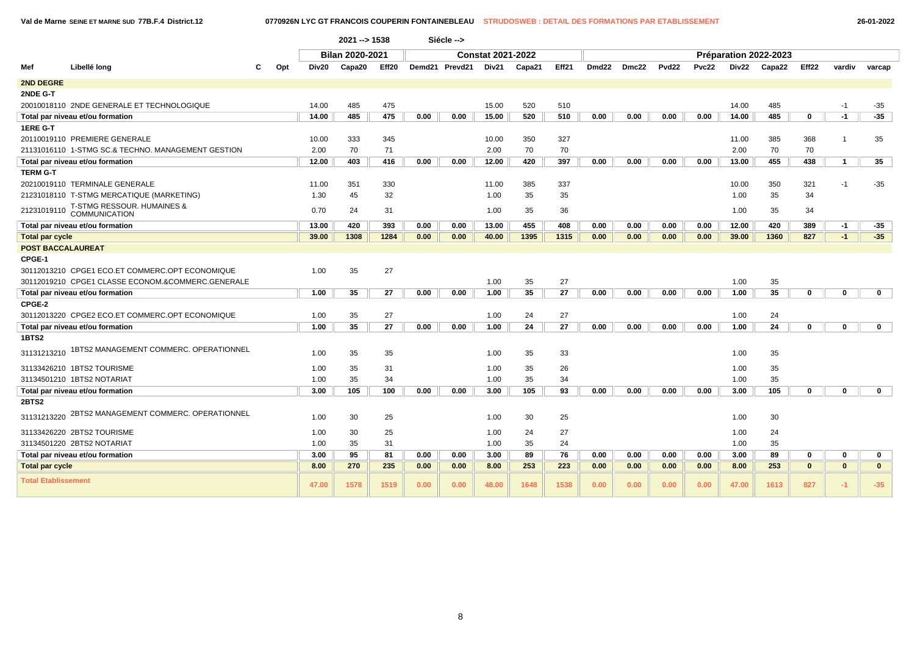Val de Marne SEINE ET MARNE SUD 77B.F.4 District.12 — 0770926N LYC GT FRANCOIS COUPERIN FONTAINEBLEAU — STRUDOSWEB : DETAIL DES FORMATIONS PAR ETABLISSEMENT — 26-01-2022

2021 --> 1538 Siécle -->

| Mef | Libellé long | C | Opt | Bilan 2020-2021 | | | Constat 2021-2022 | | | | | Préparation 2022-2023 | | | | | | | | |
|---|---|---|---|---|---|---|---|---|---|---|---|---|---|---|---|---|---|---|---|---|
| | | | | Div20 | Capa20 | Eff20 | Demd21 | Prevd21 | Div21 | Capa21 | Eff21 | Dmd22 | Dmc22 | Pvd22 | Pvc22 | Div22 | Capa22 | Eff22 | vardiv | varcap |
| **2ND DEGRE** | | | | | | | | | | | | | | | | | | | | |
| **2NDE G-T** | | | | | | | | | | | | | | | | | | | | |
| 20010018110 | 2NDE GENERALE ET TECHNOLOGIQUE | | | 14.00 | 485 | 475 | | | 15.00 | 520 | 510 | | | | | 14.00 | 485 | | -1 | -35 |
| **Total par niveau et/ou formation** | | | | **14.00** | **485** | **475** | **0.00** | **0.00** | **15.00** | **520** | **510** | **0.00** | **0.00** | **0.00** | **0.00** | **14.00** | **485** | **0** | **-1** | **-35** |
| **1ERE G-T** | | | | | | | | | | | | | | | | | | | | |
| 20110019110 | PREMIERE GENERALE | | | 10.00 | 333 | 345 | | | 10.00 | 350 | 327 | | | | | 11.00 | 385 | 368 | 1 | 35 |
| 21131016110 | 1-STMG SC.& TECHNO. MANAGEMENT GESTION | | | 2.00 | 70 | 71 | | | 2.00 | 70 | 70 | | | | | 2.00 | 70 | 70 | | |
| **Total par niveau et/ou formation** | | | | **12.00** | **403** | **416** | **0.00** | **0.00** | **12.00** | **420** | **397** | **0.00** | **0.00** | **0.00** | **0.00** | **13.00** | **455** | **438** | **1** | **35** |
| **TERM G-T** | | | | | | | | | | | | | | | | | | | | |
| 20210019110 | TERMINALE GENERALE | | | 11.00 | 351 | 330 | | | 11.00 | 385 | 337 | | | | | 10.00 | 350 | 321 | -1 | -35 |
| 21231018110 | T-STMG MERCATIQUE (MARKETING) | | | 1.30 | 45 | 32 | | | 1.00 | 35 | 35 | | | | | 1.00 | 35 | 34 | | |
| 21231019110 | T-STMG RESSOUR. HUMAINES & COMMUNICATION | | | 0.70 | 24 | 31 | | | 1.00 | 35 | 36 | | | | | 1.00 | 35 | 34 | | |
| **Total par niveau et/ou formation** | | | | **13.00** | **420** | **393** | **0.00** | **0.00** | **13.00** | **455** | **408** | **0.00** | **0.00** | **0.00** | **0.00** | **12.00** | **420** | **389** | **-1** | **-35** |
| **Total par cycle** | | | | **39.00** | **1308** | **1284** | **0.00** | **0.00** | **40.00** | **1395** | **1315** | **0.00** | **0.00** | **0.00** | **0.00** | **39.00** | **1360** | **827** | **-1** | **-35** |
| **POST BACCALAUREAT** | | | | | | | | | | | | | | | | | | | | |
| **CPGE-1** | | | | | | | | | | | | | | | | | | | | |
| 30112013210 | CPGE1 ECO.ET COMMERC.OPT ECONOMIQUE | | | 1.00 | 35 | 27 | | | | | | | | | | | | | | |
| 30112019210 | CPGE1 CLASSE ECONOM.&COMMERC.GENERALE | | | | | | | | 1.00 | 35 | 27 | | | | | 1.00 | 35 | | | |
| **Total par niveau et/ou formation** | | | | **1.00** | **35** | **27** | **0.00** | **0.00** | **1.00** | **35** | **27** | **0.00** | **0.00** | **0.00** | **0.00** | **1.00** | **35** | **0** | **0** | **0** |
| **CPGE-2** | | | | | | | | | | | | | | | | | | | | |
| 30112013220 | CPGE2 ECO.ET COMMERC.OPT ECONOMIQUE | | | 1.00 | 35 | 27 | | | 1.00 | 24 | 27 | | | | | 1.00 | 24 | | | |
| **Total par niveau et/ou formation** | | | | **1.00** | **35** | **27** | **0.00** | **0.00** | **1.00** | **24** | **27** | **0.00** | **0.00** | **0.00** | **0.00** | **1.00** | **24** | **0** | **0** | **0** |
| **1BTS2** | | | | | | | | | | | | | | | | | | | | |
| 31131213210 | 1BTS2 MANAGEMENT COMMERC. OPERATIONNEL | | | 1.00 | 35 | 35 | | | 1.00 | 35 | 33 | | | | | 1.00 | 35 | | | |
| 31133426210 | 1BTS2 TOURISME | | | 1.00 | 35 | 31 | | | 1.00 | 35 | 26 | | | | | 1.00 | 35 | | | |
| 31134501210 | 1BTS2 NOTARIAT | | | 1.00 | 35 | 34 | | | 1.00 | 35 | 34 | | | | | 1.00 | 35 | | | |
| **Total par niveau et/ou formation** | | | | **3.00** | **105** | **100** | **0.00** | **0.00** | **3.00** | **105** | **93** | **0.00** | **0.00** | **0.00** | **0.00** | **3.00** | **105** | **0** | **0** | **0** |
| **2BTS2** | | | | | | | | | | | | | | | | | | | | |
| 31131213220 | 2BTS2 MANAGEMENT COMMERC. OPERATIONNEL | | | 1.00 | 30 | 25 | | | 1.00 | 30 | 25 | | | | | 1.00 | 30 | | | |
| 31133426220 | 2BTS2 TOURISME | | | 1.00 | 30 | 25 | | | 1.00 | 24 | 27 | | | | | 1.00 | 24 | | | |
| 31134501220 | 2BTS2 NOTARIAT | | | 1.00 | 35 | 31 | | | 1.00 | 35 | 24 | | | | | 1.00 | 35 | | | |
| **Total par niveau et/ou formation** | | | | **3.00** | **95** | **81** | **0.00** | **0.00** | **3.00** | **89** | **76** | **0.00** | **0.00** | **0.00** | **0.00** | **3.00** | **89** | **0** | **0** | **0** |
| **Total par cycle** | | | | **8.00** | **270** | **235** | **0.00** | **0.00** | **8.00** | **253** | **223** | **0.00** | **0.00** | **0.00** | **0.00** | **8.00** | **253** | **0** | **0** | **0** |
| **Total Etablissement** | | | | **47.00** | **1578** | **1519** | **0.00** | **0.00** | **48.00** | **1648** | **1538** | **0.00** | **0.00** | **0.00** | **0.00** | **47.00** | **1613** | **827** | **-1** | **-35** |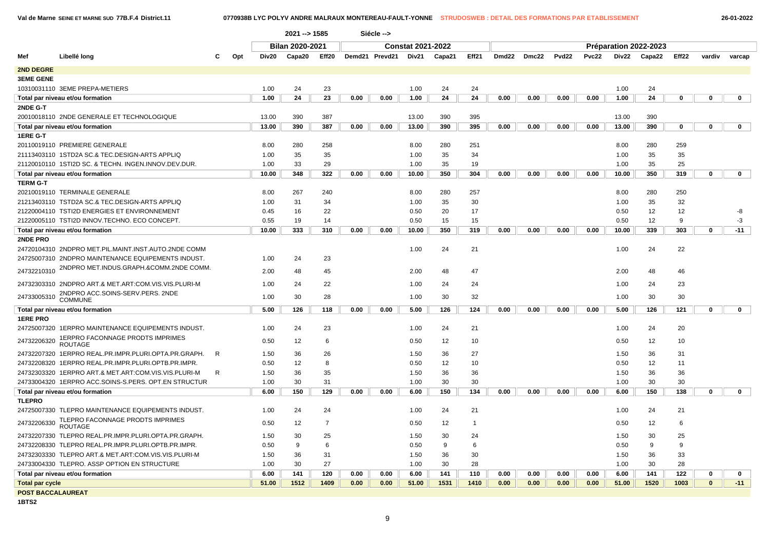Val de Marne SEINE ET MARNE SUD 77B.F.4 District.11 — 0770938B LYC POLYV ANDRE MALRAUX MONTEREAU-FAULT-YONNE — STRUDOSWEB : DETAIL DES FORMATIONS PAR ETABLISSEMENT — 26-01-2022

2021 --> 1585 Siécle -->

| Mef | Libellé long | C | Opt | Bilan 2020-2021 | | | Constat 2021-2022 | | | | | Préparation 2022-2023 | | | | | | | | |
|---|---|---|---|---|---|---|---|---|---|---|---|---|---|---|---|---|---|---|---|---|
| | | | | Div20 | Capa20 | Eff20 | Demd21 | Prevd21 | Div21 | Capa21 | Eff21 | Dmd22 | Dmc22 | Pvd22 | Pvc22 | Div22 | Capa22 | Eff22 | vardiv | varcap |
| **2ND DEGRE** | | | | | | | | | | | | | | | | | | | | |
| **3EME GENE** | | | | | | | | | | | | | | | | | | | | |
| 10310031110 | 3EME PREPA-METIERS | | | 1.00 | 24 | 23 | | | 1.00 | 24 | 24 | | | | | 1.00 | 24 | | | |
| **Total par niveau et/ou formation** | | | | 1.00 | 24 | 23 | 0.00 | 0.00 | 1.00 | 24 | 24 | 0.00 | 0.00 | 0.00 | 0.00 | 1.00 | 24 | 0 | 0 | 0 |
| **2NDE G-T** | | | | | | | | | | | | | | | | | | | | |
| 20010018110 | 2NDE GENERALE ET TECHNOLOGIQUE | | | 13.00 | 390 | 387 | | | 13.00 | 390 | 395 | | | | | 13.00 | 390 | | | |
| **Total par niveau et/ou formation** | | | | 13.00 | 390 | 387 | 0.00 | 0.00 | 13.00 | 390 | 395 | 0.00 | 0.00 | 0.00 | 0.00 | 13.00 | 390 | 0 | 0 | 0 |
| **1ERE G-T** | | | | | | | | | | | | | | | | | | | | |
| 20110019110 | PREMIERE GENERALE | | | 8.00 | 280 | 258 | | | 8.00 | 280 | 251 | | | | | 8.00 | 280 | 259 | | |
| 21113403110 | 1STD2A SC.& TEC.DESIGN-ARTS APPLIQ | | | 1.00 | 35 | 35 | | | 1.00 | 35 | 34 | | | | | 1.00 | 35 | 35 | | |
| 21120010110 | 1STI2D SC. & TECHN. INGEN.INNOV.DEV.DUR. | | | 1.00 | 33 | 29 | | | 1.00 | 35 | 19 | | | | | 1.00 | 35 | 25 | | |
| **Total par niveau et/ou formation** | | | | 10.00 | 348 | 322 | 0.00 | 0.00 | 10.00 | 350 | 304 | 0.00 | 0.00 | 0.00 | 0.00 | 10.00 | 350 | 319 | 0 | 0 |
| **TERM G-T** | | | | | | | | | | | | | | | | | | | | |
| 20210019110 | TERMINALE GENERALE | | | 8.00 | 267 | 240 | | | 8.00 | 280 | 257 | | | | | 8.00 | 280 | 250 | | |
| 21213403110 | TSTD2A SC.& TEC.DESIGN-ARTS APPLIQ | | | 1.00 | 31 | 34 | | | 1.00 | 35 | 30 | | | | | 1.00 | 35 | 32 | | |
| 21220004110 | TSTI2D ENERGIES ET ENVIRONNEMENT | | | 0.45 | 16 | 22 | | | 0.50 | 20 | 17 | | | | | 0.50 | 12 | 12 | | -8 |
| 21220005110 | TSTI2D INNOV.TECHNO. ECO CONCEPT. | | | 0.55 | 19 | 14 | | | 0.50 | 15 | 15 | | | | | 0.50 | 12 | 9 | | -3 |
| **Total par niveau et/ou formation** | | | | 10.00 | 333 | 310 | 0.00 | 0.00 | 10.00 | 350 | 319 | 0.00 | 0.00 | 0.00 | 0.00 | 10.00 | 339 | 303 | 0 | -11 |
| **2NDE PRO** | | | | | | | | | | | | | | | | | | | | |
| 24720104310 | 2NDPRO MET.PIL.MAINT.INST.AUTO.2NDE COMM | | | | | | | | 1.00 | 24 | 21 | | | | | 1.00 | 24 | 22 | | |
| 24725007310 | 2NDPRO MAINTENANCE EQUIPEMENTS INDUST. | | | 1.00 | 24 | 23 | | | | | | | | | | | | | | |
| 24732210310 | 2NDPRO MET.INDUS.GRAPH.&COMM.2NDE COMM. | | | 2.00 | 48 | 45 | | | 2.00 | 48 | 47 | | | | | 2.00 | 48 | 46 | | |
| 24732303310 | 2NDPRO ART.& MET.ART:COM.VIS.VIS.PLURI-M | | | 1.00 | 24 | 22 | | | 1.00 | 24 | 24 | | | | | 1.00 | 24 | 23 | | |
| 24733005310 | 2NDPRO ACC.SOINS-SERV.PERS. 2NDE COMMUNE | | | 1.00 | 30 | 28 | | | 1.00 | 30 | 32 | | | | | 1.00 | 30 | 30 | | |
| **Total par niveau et/ou formation** | | | | 5.00 | 126 | 118 | 0.00 | 0.00 | 5.00 | 126 | 124 | 0.00 | 0.00 | 0.00 | 0.00 | 5.00 | 126 | 121 | 0 | 0 |
| **1ERE PRO** | | | | | | | | | | | | | | | | | | | | |
| 24725007320 | 1ERPRO MAINTENANCE EQUIPEMENTS INDUST. | | | 1.00 | 24 | 23 | | | 1.00 | 24 | 21 | | | | | 1.00 | 24 | 20 | | |
| 24732206320 | 1ERPRO FACONNAGE PRODTS IMPRIMES ROUTAGE | | | 0.50 | 12 | 6 | | | 0.50 | 12 | 10 | | | | | 0.50 | 12 | 10 | | |
| 24732207320 | 1ERPRO REAL.PR.IMPR.PLURI.OPTA.PR.GRAPH. | R | | 1.50 | 36 | 26 | | | 1.50 | 36 | 27 | | | | | 1.50 | 36 | 31 | | |
| 24732208320 | 1ERPRO REAL.PR.IMPR.PLURI.OPTB.PR.IMPR. | | | 0.50 | 12 | 8 | | | 0.50 | 12 | 10 | | | | | 0.50 | 12 | 11 | | |
| 24732303320 | 1ERPRO ART.& MET.ART:COM.VIS.VIS.PLURI-M | R | | 1.50 | 36 | 35 | | | 1.50 | 36 | 36 | | | | | 1.50 | 36 | 36 | | |
| 24733004320 | 1ERPRO ACC.SOINS-S.PERS. OPT.EN STRUCTUR | | | 1.00 | 30 | 31 | | | 1.00 | 30 | 30 | | | | | 1.00 | 30 | 30 | | |
| **Total par niveau et/ou formation** | | | | 6.00 | 150 | 129 | 0.00 | 0.00 | 6.00 | 150 | 134 | 0.00 | 0.00 | 0.00 | 0.00 | 6.00 | 150 | 138 | 0 | 0 |
| **TLEPRO** | | | | | | | | | | | | | | | | | | | | |
| 24725007330 | TLEPRO MAINTENANCE EQUIPEMENTS INDUST. | | | 1.00 | 24 | 24 | | | 1.00 | 24 | 21 | | | | | 1.00 | 24 | 21 | | |
| 24732206330 | TLEPRO FACONNAGE PRODTS IMPRIMES ROUTAGE | | | 0.50 | 12 | 7 | | | 0.50 | 12 | 1 | | | | | 0.50 | 12 | 6 | | |
| 24732207330 | TLEPRO REAL.PR.IMPR.PLURI.OPTA.PR.GRAPH. | | | 1.50 | 30 | 25 | | | 1.50 | 30 | 24 | | | | | 1.50 | 30 | 25 | | |
| 24732208330 | TLEPRO REAL.PR.IMPR.PLURI.OPTB.PR.IMPR. | | | 0.50 | 9 | 6 | | | 0.50 | 9 | 6 | | | | | 0.50 | 9 | 9 | | |
| 24732303330 | TLEPRO ART.& MET.ART:COM.VIS.VIS.PLURI-M | | | 1.50 | 36 | 31 | | | 1.50 | 36 | 30 | | | | | 1.50 | 36 | 33 | | |
| 24733004330 | TLEPRO. ASSP OPTION EN STRUCTURE | | | 1.00 | 30 | 27 | | | 1.00 | 30 | 28 | | | | | 1.00 | 30 | 28 | | |
| **Total par niveau et/ou formation** | | | | 6.00 | 141 | 120 | 0.00 | 0.00 | 6.00 | 141 | 110 | 0.00 | 0.00 | 0.00 | 0.00 | 6.00 | 141 | 122 | 0 | 0 |
| **Total par cycle** | | | | 51.00 | 1512 | 1409 | 0.00 | 0.00 | 51.00 | 1531 | 1410 | 0.00 | 0.00 | 0.00 | 0.00 | 51.00 | 1520 | 1003 | 0 | -11 |
| **POST BACCALAUREAT** | | | | | | | | | | | | | | | | | | | | |
| **1BTS2** | | | | | | | | | | | | | | | | | | | | |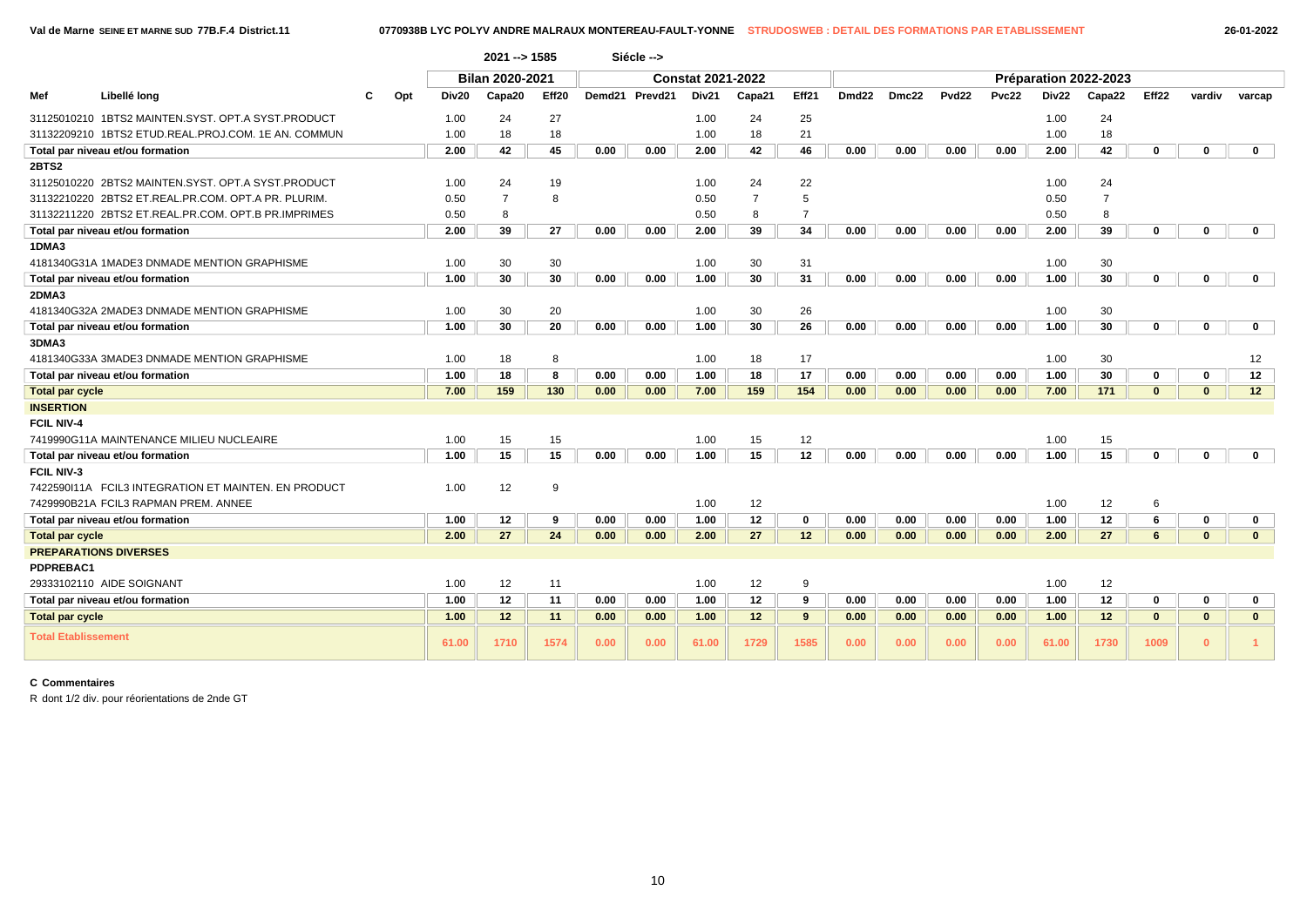Val de Marne SEINE ET MARNE SUD 77B.F.4 District.11 — 0770938B LYC POLYV ANDRE MALRAUX MONTEREAU-FAULT-YONNE — STRUDOSWEB : DETAIL DES FORMATIONS PAR ETABLISSEMENT — 26-01-2022

2021 --> 1585 Siécle -->

| Mef | Libellé long | C | Opt | Bilan 2020-2021 | | | Constat 2021-2022 | | | | | Préparation 2022-2023 | | | | | | | | |
|---|---|---|---|---|---|---|---|---|---|---|---|---|---|---|---|---|---|---|---|---|
| | | | | Div20 | Capa20 | Eff20 | Demd21 | Prevd21 | Div21 | Capa21 | Eff21 | Dmd22 | Dmc22 | Pvd22 | Pvc22 | Div22 | Capa22 | Eff22 | vardiv | varcap |
| 31125010210 | 1BTS2 MAINTEN.SYST. OPT.A SYST.PRODUCT | | | 1.00 | 24 | 27 | | | 1.00 | 24 | 25 | | | | | 1.00 | 24 | | | |
| 31132209210 | 1BTS2 ETUD.REAL.PROJ.COM. 1E AN. COMMUN | | | 1.00 | 18 | 18 | | | 1.00 | 18 | 21 | | | | | 1.00 | 18 | | | |
| Total par niveau et/ou formation | | | | 2.00 | 42 | 45 | 0.00 | 0.00 | 2.00 | 42 | 46 | 0.00 | 0.00 | 0.00 | 0.00 | 2.00 | 42 | 0 | 0 | 0 |
| 2BTS2 | | | | | | | | | | | | | | | | | | | | |
| 31125010220 | 2BTS2 MAINTEN.SYST. OPT.A SYST.PRODUCT | | | 1.00 | 24 | 19 | | | 1.00 | 24 | 22 | | | | | 1.00 | 24 | | | |
| 31132210220 | 2BTS2 ET.REAL.PR.COM. OPT.A PR. PLURIM. | | | 0.50 | 7 | 8 | | | 0.50 | 7 | 5 | | | | | 0.50 | 7 | | | |
| 31132211220 | 2BTS2 ET.REAL.PR.COM. OPT.B PR.IMPRIMES | | | 0.50 | 8 | | | | 0.50 | 8 | 7 | | | | | 0.50 | 8 | | | |
| Total par niveau et/ou formation | | | | 2.00 | 39 | 27 | 0.00 | 0.00 | 2.00 | 39 | 34 | 0.00 | 0.00 | 0.00 | 0.00 | 2.00 | 39 | 0 | 0 | 0 |
| 1DMA3 | | | | | | | | | | | | | | | | | | | | |
| 4181340G31A | 1MADE3 DNMADE MENTION GRAPHISME | | | 1.00 | 30 | 30 | | | 1.00 | 30 | 31 | | | | | 1.00 | 30 | | | |
| Total par niveau et/ou formation | | | | 1.00 | 30 | 30 | 0.00 | 0.00 | 1.00 | 30 | 31 | 0.00 | 0.00 | 0.00 | 0.00 | 1.00 | 30 | 0 | 0 | 0 |
| 2DMA3 | | | | | | | | | | | | | | | | | | | | |
| 4181340G32A | 2MADE3 DNMADE MENTION GRAPHISME | | | 1.00 | 30 | 20 | | | 1.00 | 30 | 26 | | | | | 1.00 | 30 | | | |
| Total par niveau et/ou formation | | | | 1.00 | 30 | 20 | 0.00 | 0.00 | 1.00 | 30 | 26 | 0.00 | 0.00 | 0.00 | 0.00 | 1.00 | 30 | 0 | 0 | 0 |
| 3DMA3 | | | | | | | | | | | | | | | | | | | | |
| 4181340G33A | 3MADE3 DNMADE MENTION GRAPHISME | | | 1.00 | 18 | 8 | | | 1.00 | 18 | 17 | | | | | 1.00 | 30 | | | 12 |
| Total par niveau et/ou formation | | | | 1.00 | 18 | 8 | 0.00 | 0.00 | 1.00 | 18 | 17 | 0.00 | 0.00 | 0.00 | 0.00 | 1.00 | 30 | 0 | 0 | 12 |
| Total par cycle | | | | 7.00 | 159 | 130 | 0.00 | 0.00 | 7.00 | 159 | 154 | 0.00 | 0.00 | 0.00 | 0.00 | 7.00 | 171 | 0 | 0 | 12 |
| INSERTION | | | | | | | | | | | | | | | | | | | | |
| FCIL NIV-4 | | | | | | | | | | | | | | | | | | | | |
| 7419990G11A | MAINTENANCE MILIEU NUCLEAIRE | | | 1.00 | 15 | 15 | | | 1.00 | 15 | 12 | | | | | 1.00 | 15 | | | |
| Total par niveau et/ou formation | | | | 1.00 | 15 | 15 | 0.00 | 0.00 | 1.00 | 15 | 12 | 0.00 | 0.00 | 0.00 | 0.00 | 1.00 | 15 | 0 | 0 | 0 |
| FCIL NIV-3 | | | | | | | | | | | | | | | | | | | | |
| 7422590I11A | FCIL3 INTEGRATION ET MAINTEN. EN PRODUCT | | | 1.00 | 12 | 9 | | | | | | | | | | | | | | |
| 7429990B21A | FCIL3 RAPMAN PREM. ANNEE | | | | | | | | 1.00 | 12 | | | | | | 1.00 | 12 | 6 | | |
| Total par niveau et/ou formation | | | | 1.00 | 12 | 9 | 0.00 | 0.00 | 1.00 | 12 | 0 | 0.00 | 0.00 | 0.00 | 0.00 | 1.00 | 12 | 6 | 0 | 0 |
| Total par cycle | | | | 2.00 | 27 | 24 | 0.00 | 0.00 | 2.00 | 27 | 12 | 0.00 | 0.00 | 0.00 | 0.00 | 2.00 | 27 | 6 | 0 | 0 |
| PREPARATIONS DIVERSES | | | | | | | | | | | | | | | | | | | | |
| PDPREBAC1 | | | | | | | | | | | | | | | | | | | | |
| 29333102110 | AIDE SOIGNANT | | | 1.00 | 12 | 11 | | | 1.00 | 12 | 9 | | | | | 1.00 | 12 | | | |
| Total par niveau et/ou formation | | | | 1.00 | 12 | 11 | 0.00 | 0.00 | 1.00 | 12 | 9 | 0.00 | 0.00 | 0.00 | 0.00 | 1.00 | 12 | 0 | 0 | 0 |
| Total par cycle | | | | 1.00 | 12 | 11 | 0.00 | 0.00 | 1.00 | 12 | 9 | 0.00 | 0.00 | 0.00 | 0.00 | 1.00 | 12 | 0 | 0 | 0 |
| Total Etablissement | | | | 61.00 | 1710 | 1574 | 0.00 | 0.00 | 61.00 | 1729 | 1585 | 0.00 | 0.00 | 0.00 | 0.00 | 61.00 | 1730 | 1009 | 0 | 1 |

**C Commentaires**

R dont 1/2 div. pour réorientations de 2nde GT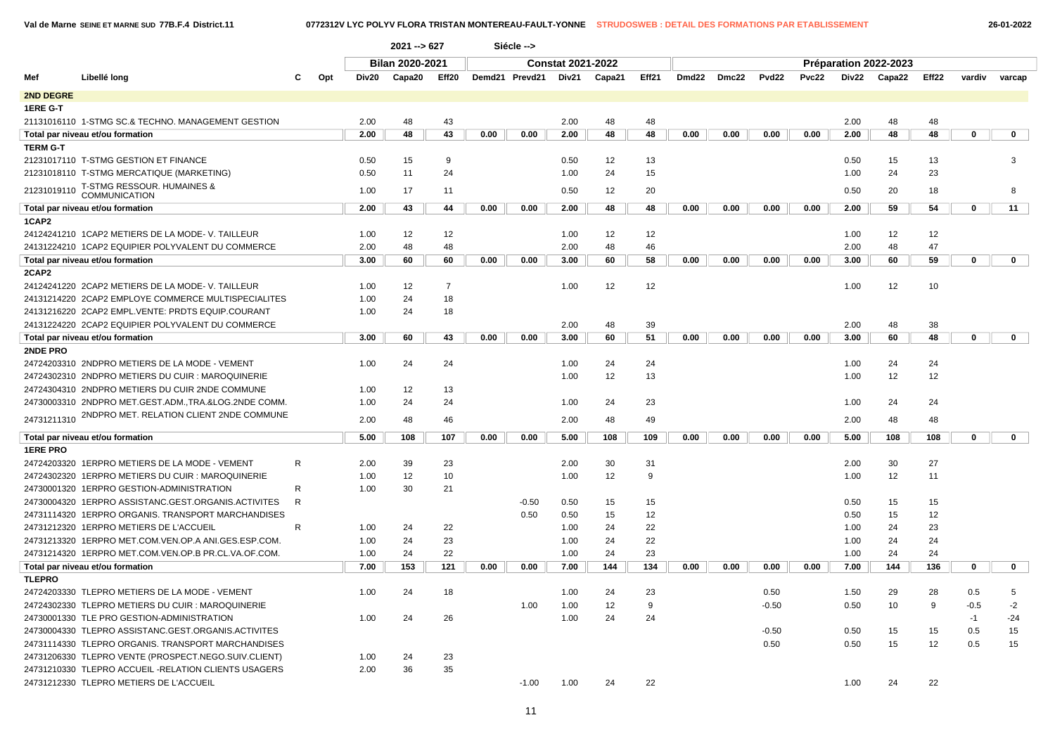| | | | | 2021 --> 627 | | | Siécle --> | | | | | | | | | | | | | |
|---|---|---|---|---|---|---|---|---|---|---|---|---|---|---|---|---|---|---|---|---|
| | | | | **Bilan 2020-2021** | | | **Constat 2021-2022** | | | | | **Préparation 2022-2023** | | | | | | | | |
| **Mef** | **Libellé long** | **C** | **Opt** | **Div20** | **Capa20** | **Eff20** | **Demd21** | **Prevd21** | **Div21** | **Capa21** | **Eff21** | **Dmd22** | **Dmc22** | **Pvd22** | **Pvc22** | **Div22** | **Capa22** | **Eff22** | **vardiv** | **varcap** |
| **2ND DEGRE** | | | | | | | | | | | | | | | | | | | | |
| **1ERE G-T** | | | | | | | | | | | | | | | | | | | | |
| 21131016110 | 1-STMG SC.& TECHNO. MANAGEMENT GESTION | | | 2.00 | 48 | 43 | | | 2.00 | 48 | 48 | | | | | 2.00 | 48 | 48 | | |
| **Total par niveau et/ou formation** | | | | **2.00** | **48** | **43** | **0.00** | **0.00** | **2.00** | **48** | **48** | **0.00** | **0.00** | **0.00** | **0.00** | **2.00** | **48** | **48** | **0** | **0** |
| **TERM G-T** | | | | | | | | | | | | | | | | | | | | |
| 21231017110 | T-STMG GESTION ET FINANCE | | | 0.50 | 15 | 9 | | | 0.50 | 12 | 13 | | | | | 0.50 | 15 | 13 | | 3 |
| 21231018110 | T-STMG MERCATIQUE (MARKETING) | | | 0.50 | 11 | 24 | | | 1.00 | 24 | 15 | | | | | 1.00 | 24 | 23 | | |
| 21231019110 | T-STMG RESSOUR. HUMAINES & COMMUNICATION | | | 1.00 | 17 | 11 | | | 0.50 | 12 | 20 | | | | | 0.50 | 20 | 18 | | 8 |
| **Total par niveau et/ou formation** | | | | **2.00** | **43** | **44** | **0.00** | **0.00** | **2.00** | **48** | **48** | **0.00** | **0.00** | **0.00** | **0.00** | **2.00** | **59** | **54** | **0** | **11** |
| **1CAP2** | | | | | | | | | | | | | | | | | | | | |
| 24124241210 | 1CAP2 METIERS DE LA MODE- V. TAILLEUR | | | 1.00 | 12 | 12 | | | 1.00 | 12 | 12 | | | | | 1.00 | 12 | 12 | | |
| 24131224210 | 1CAP2 EQUIPIER POLYVALENT DU COMMERCE | | | 2.00 | 48 | 48 | | | 2.00 | 48 | 46 | | | | | 2.00 | 48 | 47 | | |
| **Total par niveau et/ou formation** | | | | **3.00** | **60** | **60** | **0.00** | **0.00** | **3.00** | **60** | **58** | **0.00** | **0.00** | **0.00** | **0.00** | **3.00** | **60** | **59** | **0** | **0** |
| **2CAP2** | | | | | | | | | | | | | | | | | | | | |
| 24124241220 | 2CAP2 METIERS DE LA MODE- V. TAILLEUR | | | 1.00 | 12 | 7 | | | 1.00 | 12 | 12 | | | | | 1.00 | 12 | 10 | | |
| 24131214220 | 2CAP2 EMPLOYE COMMERCE MULTISPECIALITES | | | 1.00 | 24 | 18 | | | | | | | | | | | | | | |
| 24131216220 | 2CAP2 EMPL.VENTE: PRDTS EQUIP.COURANT | | | 1.00 | 24 | 18 | | | | | | | | | | | | | | |
| 24131224220 | 2CAP2 EQUIPIER POLYVALENT DU COMMERCE | | | | | | | | 2.00 | 48 | 39 | | | | | 2.00 | 48 | 38 | | |
| **Total par niveau et/ou formation** | | | | **3.00** | **60** | **43** | **0.00** | **0.00** | **3.00** | **60** | **51** | **0.00** | **0.00** | **0.00** | **0.00** | **3.00** | **60** | **48** | **0** | **0** |
| **2NDE PRO** | | | | | | | | | | | | | | | | | | | | |
| 24724203310 | 2NDPRO METIERS DE LA MODE - VEMENT | | | 1.00 | 24 | 24 | | | 1.00 | 24 | 24 | | | | | 1.00 | 24 | 24 | | |
| 24724302310 | 2NDPRO METIERS DU CUIR : MAROQUINERIE | | | | | | | | 1.00 | 12 | 13 | | | | | 1.00 | 12 | 12 | | |
| 24724304310 | 2NDPRO METIERS DU CUIR 2NDE COMMUNE | | | 1.00 | 12 | 13 | | | | | | | | | | | | | | |
| 24730003310 | 2NDPRO MET.GEST.ADM.,TRA.&LOG.2NDE COMM. | | | 1.00 | 24 | 24 | | | 1.00 | 24 | 23 | | | | | 1.00 | 24 | 24 | | |
| 24731211310 | 2NDPRO MET. RELATION CLIENT 2NDE COMMUNE | | | 2.00 | 48 | 46 | | | 2.00 | 48 | 49 | | | | | 2.00 | 48 | 48 | | |
| **Total par niveau et/ou formation** | | | | **5.00** | **108** | **107** | **0.00** | **0.00** | **5.00** | **108** | **109** | **0.00** | **0.00** | **0.00** | **0.00** | **5.00** | **108** | **108** | **0** | **0** |
| **1ERE PRO** | | | | | | | | | | | | | | | | | | | | |
| 24724203320 | 1ERPRO METIERS DE LA MODE - VEMENT | R | | 2.00 | 39 | 23 | | | 2.00 | 30 | 31 | | | | | 2.00 | 30 | 27 | | |
| 24724302320 | 1ERPRO METIERS DU CUIR : MAROQUINERIE | | | 1.00 | 12 | 10 | | | 1.00 | 12 | 9 | | | | | 1.00 | 12 | 11 | | |
| 24730001320 | 1ERPRO GESTION-ADMINISTRATION | R | | 1.00 | 30 | 21 | | | | | | | | | | | | | | |
| 24730004320 | 1ERPRO ASSISTANC.GEST.ORGANIS.ACTIVITES | R | | | | | | -0.50 | 0.50 | 15 | 15 | | | | | 0.50 | 15 | 15 | | |
| 24731114320 | 1ERPRO ORGANIS. TRANSPORT MARCHANDISES | | | | | | | 0.50 | 0.50 | 15 | 12 | | | | | 0.50 | 15 | 12 | | |
| 24731212320 | 1ERPRO METIERS DE L'ACCUEIL | R | | 1.00 | 24 | 22 | | | 1.00 | 24 | 22 | | | | | 1.00 | 24 | 23 | | |
| 24731213320 | 1ERPRO MET.COM.VEN.OP.A ANI.GES.ESP.COM. | | | 1.00 | 24 | 23 | | | 1.00 | 24 | 22 | | | | | 1.00 | 24 | 24 | | |
| 24731214320 | 1ERPRO MET.COM.VEN.OP.B PR.CL.VA.OF.COM. | | | 1.00 | 24 | 22 | | | 1.00 | 24 | 23 | | | | | 1.00 | 24 | 24 | | |
| **Total par niveau et/ou formation** | | | | **7.00** | **153** | **121** | **0.00** | **0.00** | **7.00** | **144** | **134** | **0.00** | **0.00** | **0.00** | **0.00** | **7.00** | **144** | **136** | **0** | **0** |
| **TLEPRO** | | | | | | | | | | | | | | | | | | | | |
| 24724203330 | TLEPRO METIERS DE LA MODE - VEMENT | | | 1.00 | 24 | 18 | | | 1.00 | 24 | 23 | | | 0.50 | | 1.50 | 29 | 28 | 0.5 | 5 |
| 24724302330 | TLEPRO METIERS DU CUIR : MAROQUINERIE | | | | | | | 1.00 | 1.00 | 12 | 9 | | | -0.50 | | 0.50 | 10 | 9 | -0.5 | -2 |
| 24730001330 | TLE PRO GESTION-ADMINISTRATION | | | 1.00 | 24 | 26 | | | 1.00 | 24 | 24 | | | | | | | | -1 | -24 |
| 24730004330 | TLEPRO ASSISTANC.GEST.ORGANIS.ACTIVITES | | | | | | | | | | | | | -0.50 | | 0.50 | 15 | 15 | 0.5 | 15 |
| 24731114330 | TLEPRO ORGANIS. TRANSPORT MARCHANDISES | | | | | | | | | | | | | 0.50 | | 0.50 | 15 | 12 | 0.5 | 15 |
| 24731206330 | TLEPRO VENTE (PROSPECT.NEGO.SUIV.CLIENT) | | | 1.00 | 24 | 23 | | | | | | | | | | | | | | |
| 24731210330 | TLEPRO ACCUEIL -RELATION CLIENTS USAGERS | | | 2.00 | 36 | 35 | | | | | | | | | | | | | | |
| 24731212330 | TLEPRO METIERS DE L'ACCUEIL | | | | | | | -1.00 | 1.00 | 24 | 22 | | | | | 1.00 | 24 | 22 | | |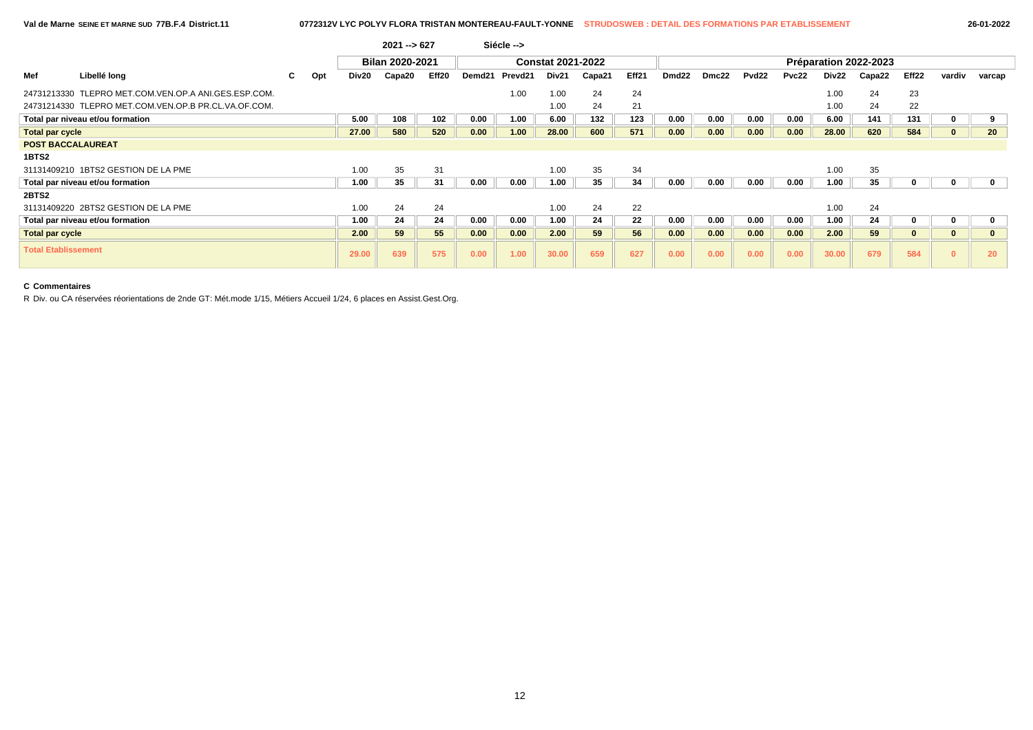Val de Marne SEINE ET MARNE SUD 77B.F.4 District.11 — 0772312V LYC POLYV FLORA TRISTAN MONTEREAU-FAULT-YONNE — STRUDOSWEB : DETAIL DES FORMATIONS PAR ETABLISSEMENT — 26-01-2022

2021 --> 627 — Siécle -->

| Mef | Libellé long | C | Opt | Bilan 2020-2021 | | | Constat 2021-2022 | | | | | Préparation 2022-2023 | | | | | | | | |
|---|---|---|---|---|---|---|---|---|---|---|---|---|---|---|---|---|---|---|---|---|
| | | | | Div20 | Capa20 | Eff20 | Demd21 | Prevd21 | Div21 | Capa21 | Eff21 | Dmd22 | Dmc22 | Pvd22 | Pvc22 | Div22 | Capa22 | Eff22 | vardiv | varcap |
| 24731213330 | TLEPRO MET.COM.VEN.OP.A ANI.GES.ESP.COM. | | | | | | | 1.00 | 1.00 | 24 | 24 | | | | | 1.00 | 24 | 23 | | |
| 24731214330 | TLEPRO MET.COM.VEN.OP.B PR.CL.VA.OF.COM. | | | | | | | | 1.00 | 24 | 21 | | | | | 1.00 | 24 | 22 | | |
| **Total par niveau et/ou formation** | | | | **5.00** | **108** | **102** | **0.00** | **1.00** | **6.00** | **132** | **123** | **0.00** | **0.00** | **0.00** | **0.00** | **6.00** | **141** | **131** | **0** | **9** |
| **Total par cycle** | | | | **27.00** | **580** | **520** | **0.00** | **1.00** | **28.00** | **600** | **571** | **0.00** | **0.00** | **0.00** | **0.00** | **28.00** | **620** | **584** | **0** | **20** |
| **POST BACCALAUREAT** | | | | | | | | | | | | | | | | | | | | |
| **1BTS2** | | | | | | | | | | | | | | | | | | | | |
| 31131409210 | 1BTS2 GESTION DE LA PME | | | 1.00 | 35 | 31 | | | 1.00 | 35 | 34 | | | | | 1.00 | 35 | | | |
| **Total par niveau et/ou formation** | | | | **1.00** | **35** | **31** | **0.00** | **0.00** | **1.00** | **35** | **34** | **0.00** | **0.00** | **0.00** | **0.00** | **1.00** | **35** | **0** | **0** | **0** |
| **2BTS2** | | | | | | | | | | | | | | | | | | | | |
| 31131409220 | 2BTS2 GESTION DE LA PME | | | 1.00 | 24 | 24 | | | 1.00 | 24 | 22 | | | | | 1.00 | 24 | | | |
| **Total par niveau et/ou formation** | | | | **1.00** | **24** | **24** | **0.00** | **0.00** | **1.00** | **24** | **22** | **0.00** | **0.00** | **0.00** | **0.00** | **1.00** | **24** | **0** | **0** | **0** |
| **Total par cycle** | | | | **2.00** | **59** | **55** | **0.00** | **0.00** | **2.00** | **59** | **56** | **0.00** | **0.00** | **0.00** | **0.00** | **2.00** | **59** | **0** | **0** | **0** |
| **Total Etablissement** | | | | **29.00** | **639** | **575** | **0.00** | **1.00** | **30.00** | **659** | **627** | **0.00** | **0.00** | **0.00** | **0.00** | **30.00** | **679** | **584** | **0** | **20** |

**C Commentaires**

R Div. ou CA réservées réorientations de 2nde GT: Mét.mode 1/15, Métiers Accueil 1/24, 6 places en Assist.Gest.Org.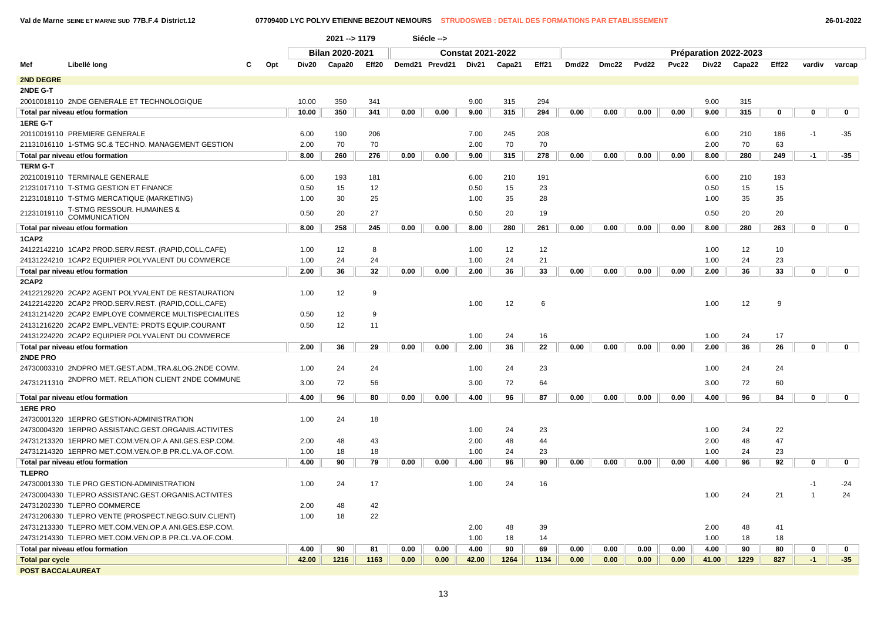Val de Marne SEINE ET MARNE SUD 77B.F.4 District.12 — 0770940D LYC POLYV ETIENNE BEZOUT NEMOURS — STRUDOSWEB : DETAIL DES FORMATIONS PAR ETABLISSEMENT — 26-01-2022

2021 --> 1179 Siécle -->

| Mef | Libellé long | C | Opt | Bilan 2020-2021 | | | Constat 2021-2022 | | | | | Préparation 2022-2023 | | | | | | | | |
|---|---|---|---|---|---|---|---|---|---|---|---|---|---|---|---|---|---|---|---|---|
| | | | | Div20 | Capa20 | Eff20 | Demd21 | Prevd21 | Div21 | Capa21 | Eff21 | Dmd22 | Dmc22 | Pvd22 | Pvc22 | Div22 | Capa22 | Eff22 | vardiv | varcap |
| **2ND DEGRE** | | | | | | | | | | | | | | | | | | | | |
| **2NDE G-T** | | | | | | | | | | | | | | | | | | | | |
| 20010018110 | 2NDE GENERALE ET TECHNOLOGIQUE | | | 10.00 | 350 | 341 | | | 9.00 | 315 | 294 | | | | | 9.00 | 315 | | | |
| **Total par niveau et/ou formation** | | | | **10.00** | **350** | **341** | **0.00** | **0.00** | **9.00** | **315** | **294** | **0.00** | **0.00** | **0.00** | **0.00** | **9.00** | **315** | **0** | **0** | **0** |
| **1ERE G-T** | | | | | | | | | | | | | | | | | | | | |
| 20110019110 | PREMIERE GENERALE | | | 6.00 | 190 | 206 | | | 7.00 | 245 | 208 | | | | | 6.00 | 210 | 186 | -1 | -35 |
| 21131016110 | 1-STMG SC.& TECHNO. MANAGEMENT GESTION | | | 2.00 | 70 | 70 | | | 2.00 | 70 | 70 | | | | | 2.00 | 70 | 63 | | |
| **Total par niveau et/ou formation** | | | | **8.00** | **260** | **276** | **0.00** | **0.00** | **9.00** | **315** | **278** | **0.00** | **0.00** | **0.00** | **0.00** | **8.00** | **280** | **249** | **-1** | **-35** |
| **TERM G-T** | | | | | | | | | | | | | | | | | | | | |
| 20210019110 | TERMINALE GENERALE | | | 6.00 | 193 | 181 | | | 6.00 | 210 | 191 | | | | | 6.00 | 210 | 193 | | |
| 21231017110 | T-STMG GESTION ET FINANCE | | | 0.50 | 15 | 12 | | | 0.50 | 15 | 23 | | | | | 0.50 | 15 | 15 | | |
| 21231018110 | T-STMG MERCATIQUE (MARKETING) | | | 1.00 | 30 | 25 | | | 1.00 | 35 | 28 | | | | | 1.00 | 35 | 35 | | |
| 21231019110 | T-STMG RESSOUR. HUMAINES & COMMUNICATION | | | 0.50 | 20 | 27 | | | 0.50 | 20 | 19 | | | | | 0.50 | 20 | 20 | | |
| **Total par niveau et/ou formation** | | | | **8.00** | **258** | **245** | **0.00** | **0.00** | **8.00** | **280** | **261** | **0.00** | **0.00** | **0.00** | **0.00** | **8.00** | **280** | **263** | **0** | **0** |
| **1CAP2** | | | | | | | | | | | | | | | | | | | | |
| 24122142210 | 1CAP2 PROD.SERV.REST. (RAPID,COLL,CAFE) | | | 1.00 | 12 | 8 | | | 1.00 | 12 | 12 | | | | | 1.00 | 12 | 10 | | |
| 24131224210 | 1CAP2 EQUIPIER POLYVALENT DU COMMERCE | | | 1.00 | 24 | 24 | | | 1.00 | 24 | 21 | | | | | 1.00 | 24 | 23 | | |
| **Total par niveau et/ou formation** | | | | **2.00** | **36** | **32** | **0.00** | **0.00** | **2.00** | **36** | **33** | **0.00** | **0.00** | **0.00** | **0.00** | **2.00** | **36** | **33** | **0** | **0** |
| **2CAP2** | | | | | | | | | | | | | | | | | | | | |
| 24122129220 | 2CAP2 AGENT POLYVALENT DE RESTAURATION | | | 1.00 | 12 | 9 | | | | | | | | | | | | | | |
| 24122142220 | 2CAP2 PROD.SERV.REST. (RAPID,COLL,CAFE) | | | | | | | | 1.00 | 12 | 6 | | | | | 1.00 | 12 | 9 | | |
| 24131214220 | 2CAP2 EMPLOYE COMMERCE MULTISPECIALITES | | | 0.50 | 12 | 9 | | | | | | | | | | | | | | |
| 24131216220 | 2CAP2 EMPL.VENTE: PRDTS EQUIP.COURANT | | | 0.50 | 12 | 11 | | | | | | | | | | | | | | |
| 24131224220 | 2CAP2 EQUIPIER POLYVALENT DU COMMERCE | | | | | | | | 1.00 | 24 | 16 | | | | | 1.00 | 24 | 17 | | |
| **Total par niveau et/ou formation** | | | | **2.00** | **36** | **29** | **0.00** | **0.00** | **2.00** | **36** | **22** | **0.00** | **0.00** | **0.00** | **0.00** | **2.00** | **36** | **26** | **0** | **0** |
| **2NDE PRO** | | | | | | | | | | | | | | | | | | | | |
| 24730003310 | 2NDPRO MET.GEST.ADM.,TRA.&LOG.2NDE COMM. | | | 1.00 | 24 | 24 | | | 1.00 | 24 | 23 | | | | | 1.00 | 24 | 24 | | |
| 24731211310 | 2NDPRO MET. RELATION CLIENT 2NDE COMMUNE | | | 3.00 | 72 | 56 | | | 3.00 | 72 | 64 | | | | | 3.00 | 72 | 60 | | |
| **Total par niveau et/ou formation** | | | | **4.00** | **96** | **80** | **0.00** | **0.00** | **4.00** | **96** | **87** | **0.00** | **0.00** | **0.00** | **0.00** | **4.00** | **96** | **84** | **0** | **0** |
| **1ERE PRO** | | | | | | | | | | | | | | | | | | | | |
| 24730001320 | 1ERPRO GESTION-ADMINISTRATION | | | 1.00 | 24 | 18 | | | | | | | | | | | | | | |
| 24730004320 | 1ERPRO ASSISTANC.GEST.ORGANIS.ACTIVITES | | | | | | | | 1.00 | 24 | 23 | | | | | 1.00 | 24 | 22 | | |
| 24731213320 | 1ERPRO MET.COM.VEN.OP.A ANI.GES.ESP.COM. | | | 2.00 | 48 | 43 | | | 2.00 | 48 | 44 | | | | | 2.00 | 48 | 47 | | |
| 24731214320 | 1ERPRO MET.COM.VEN.OP.B PR.CL.VA.OF.COM. | | | 1.00 | 18 | 18 | | | 1.00 | 24 | 23 | | | | | 1.00 | 24 | 23 | | |
| **Total par niveau et/ou formation** | | | | **4.00** | **90** | **79** | **0.00** | **0.00** | **4.00** | **96** | **90** | **0.00** | **0.00** | **0.00** | **0.00** | **4.00** | **96** | **92** | **0** | **0** |
| **TLEPRO** | | | | | | | | | | | | | | | | | | | | |
| 24730001330 | TLE PRO GESTION-ADMINISTRATION | | | 1.00 | 24 | 17 | | | 1.00 | 24 | 16 | | | | | | | | -1 | -24 |
| 24730004330 | TLEPRO ASSISTANC.GEST.ORGANIS.ACTIVITES | | | | | | | | | | | | | | | 1.00 | 24 | 21 | 1 | 24 |
| 24731202330 | TLEPRO COMMERCE | | | 2.00 | 48 | 42 | | | | | | | | | | | | | | |
| 24731206330 | TLEPRO VENTE (PROSPECT.NEGO.SUIV.CLIENT) | | | 1.00 | 18 | 22 | | | | | | | | | | | | | | |
| 24731213330 | TLEPRO MET.COM.VEN.OP.A ANI.GES.ESP.COM. | | | | | | | | 2.00 | 48 | 39 | | | | | 2.00 | 48 | 41 | | |
| 24731214330 | TLEPRO MET.COM.VEN.OP.B PR.CL.VA.OF.COM. | | | | | | | | 1.00 | 18 | 14 | | | | | 1.00 | 18 | 18 | | |
| **Total par niveau et/ou formation** | | | | **4.00** | **90** | **81** | **0.00** | **0.00** | **4.00** | **90** | **69** | **0.00** | **0.00** | **0.00** | **0.00** | **4.00** | **90** | **80** | **0** | **0** |
| **Total par cycle** | | | | **42.00** | **1216** | **1163** | **0.00** | **0.00** | **42.00** | **1264** | **1134** | **0.00** | **0.00** | **0.00** | **0.00** | **41.00** | **1229** | **827** | **-1** | **-35** |
| **POST BACCALAUREAT** | | | | | | | | | | | | | | | | | | | | |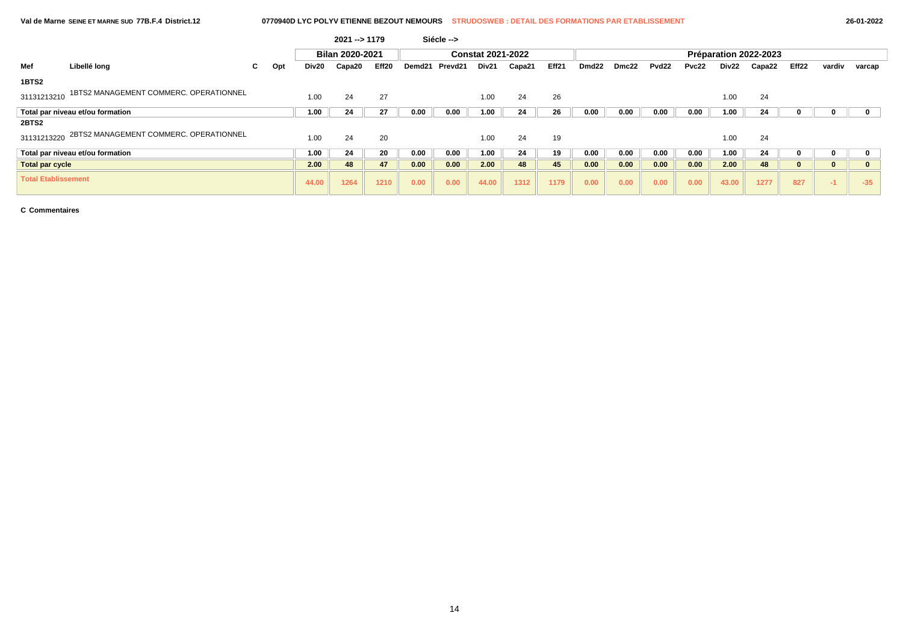Val de Marne SEINE ET MARNE SUD 77B.F.4 District.12 — 0770940D LYC POLYV ETIENNE BEZOUT NEMOURS — STRUDOSWEB : DETAIL DES FORMATIONS PAR ETABLISSEMENT — 26-01-2022

2021 --> 1179 — Siécle -->

| Mef | Libellé long | C | Opt | Bilan 2020-2021 | | | Constat 2021-2022 | | | | | Préparation 2022-2023 | | | | | | | | |
|---|---|---|---|---|---|---|---|---|---|---|---|---|---|---|---|---|---|---|---|---|
| | | | | Div20 | Capa20 | Eff20 | Demd21 | Prevd21 | Div21 | Capa21 | Eff21 | Dmd22 | Dmc22 | Pvd22 | Pvc22 | Div22 | Capa22 | Eff22 | vardiv | varcap |
| **1BTS2** | | | | | | | | | | | | | | | | | | | | |
| 31131213210 | 1BTS2 MANAGEMENT COMMERC. OPERATIONNEL | | | 1.00 | 24 | 27 | | | 1.00 | 24 | 26 | | | | | 1.00 | 24 | | | |
| **Total par niveau et/ou formation** | | | | 1.00 | 24 | 27 | 0.00 | 0.00 | 1.00 | 24 | 26 | 0.00 | 0.00 | 0.00 | 0.00 | 1.00 | 24 | 0 | 0 | 0 |
| **2BTS2** | | | | | | | | | | | | | | | | | | | | |
| 31131213220 | 2BTS2 MANAGEMENT COMMERC. OPERATIONNEL | | | 1.00 | 24 | 20 | | | 1.00 | 24 | 19 | | | | | 1.00 | 24 | | | |
| **Total par niveau et/ou formation** | | | | 1.00 | 24 | 20 | 0.00 | 0.00 | 1.00 | 24 | 19 | 0.00 | 0.00 | 0.00 | 0.00 | 1.00 | 24 | 0 | 0 | 0 |
| **Total par cycle** | | | | 2.00 | 48 | 47 | 0.00 | 0.00 | 2.00 | 48 | 45 | 0.00 | 0.00 | 0.00 | 0.00 | 2.00 | 48 | 0 | 0 | 0 |
| **Total Etablissement** | | | | 44.00 | 1264 | 1210 | 0.00 | 0.00 | 44.00 | 1312 | 1179 | 0.00 | 0.00 | 0.00 | 0.00 | 43.00 | 1277 | 827 | -1 | -35 |

**C Commentaires**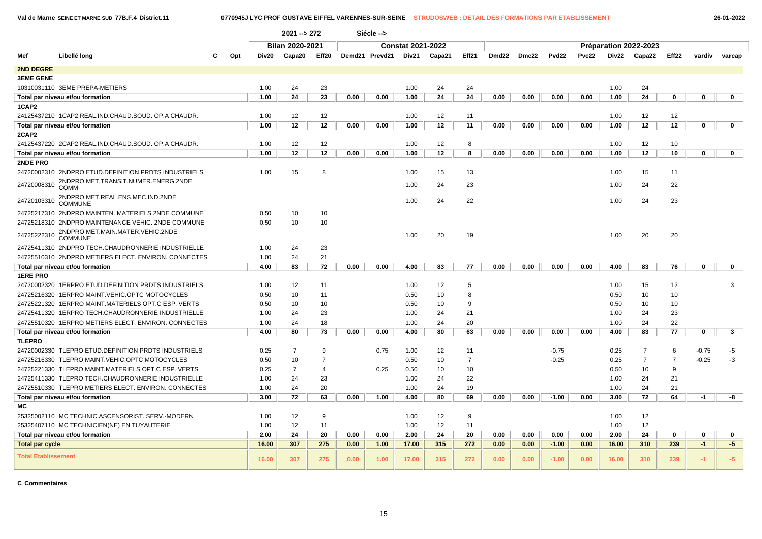Val de Marne SEINE ET MARNE SUD 77B.F.4 District.11 — 0770945J LYC PROF GUSTAVE EIFFEL VARENNES-SUR-SEINE — STRUDOSWEB : DETAIL DES FORMATIONS PAR ETABLISSEMENT — 26-01-2022

2021 --> 272 Siécle -->

| | | | | Bilan 2020-2021 | | | Constat 2021-2022 | | | | | Préparation 2022-2023 | | | | | | | | | |
|---|---|---|---|---|---|---|---|---|---|---|---|---|---|---|---|---|---|---|---|---|---|
| Mef | Libellé long | C | Opt | Div20 | Capa20 | Eff20 | Demd21 | Prevd21 | Div21 | Capa21 | Eff21 | Dmd22 | Dmc22 | Pvd22 | Pvc22 | Div22 | Capa22 | Eff22 | vardiv | varcap |
| **2ND DEGRE** | | | | | | | | | | | | | | | | | | | | |
| **3EME GENE** | | | | | | | | | | | | | | | | | | | | |
| 10310031110 | 3EME PREPA-METIERS | | | 1.00 | 24 | 23 | | | 1.00 | 24 | 24 | | | | | 1.00 | 24 | | | |
| **Total par niveau et/ou formation** | | | | 1.00 | 24 | 23 | 0.00 | 0.00 | 1.00 | 24 | 24 | 0.00 | 0.00 | 0.00 | 0.00 | 1.00 | 24 | 0 | 0 | 0 |
| **1CAP2** | | | | | | | | | | | | | | | | | | | | |
| 24125437210 | 1CAP2 REAL.IND.CHAUD.SOUD. OP.A CHAUDR. | | | 1.00 | 12 | 12 | | | 1.00 | 12 | 11 | | | | | 1.00 | 12 | 12 | | |
| **Total par niveau et/ou formation** | | | | 1.00 | 12 | 12 | 0.00 | 0.00 | 1.00 | 12 | 11 | 0.00 | 0.00 | 0.00 | 0.00 | 1.00 | 12 | 12 | 0 | 0 |
| **2CAP2** | | | | | | | | | | | | | | | | | | | | |
| 24125437220 | 2CAP2 REAL.IND.CHAUD.SOUD. OP.A CHAUDR. | | | 1.00 | 12 | 12 | | | 1.00 | 12 | 8 | | | | | 1.00 | 12 | 10 | | |
| **Total par niveau et/ou formation** | | | | 1.00 | 12 | 12 | 0.00 | 0.00 | 1.00 | 12 | 8 | 0.00 | 0.00 | 0.00 | 0.00 | 1.00 | 12 | 10 | 0 | 0 |
| **2NDE PRO** | | | | | | | | | | | | | | | | | | | | |
| 24720002310 | 2NDPRO ETUD.DEFINITION PRDTS INDUSTRIELS | | | 1.00 | 15 | 8 | | | 1.00 | 15 | 13 | | | | | 1.00 | 15 | 11 | | |
| 24720008310 | 2NDPRO MET.TRANSIT.NUMER.ENERG.2NDE COMM | | | | | | | | 1.00 | 24 | 23 | | | | | 1.00 | 24 | 22 | | |
| 24720103310 | 2NDPRO MET.REAL.ENS.MEC.IND.2NDE COMMUNE | | | | | | | | 1.00 | 24 | 22 | | | | | 1.00 | 24 | 23 | | |
| 24725217310 | 2NDPRO MAINTEN. MATERIELS 2NDE COMMUNE | | | 0.50 | 10 | 10 | | | | | | | | | | | | | | |
| 24725218310 | 2NDPRO MAINTENANCE VEHIC. 2NDE COMMUNE | | | 0.50 | 10 | 10 | | | | | | | | | | | | | | |
| 24725222310 | 2NDPRO MET.MAIN.MATER.VEHIC.2NDE COMMUNE | | | | | | | | 1.00 | 20 | 19 | | | | | 1.00 | 20 | 20 | | |
| 24725411310 | 2NDPRO TECH.CHAUDRONNERIE INDUSTRIELLE | | | 1.00 | 24 | 23 | | | | | | | | | | | | | | |
| 24725510310 | 2NDPRO METIERS ELECT. ENVIRON. CONNECTES | | | 1.00 | 24 | 21 | | | | | | | | | | | | | | |
| **Total par niveau et/ou formation** | | | | 4.00 | 83 | 72 | 0.00 | 0.00 | 4.00 | 83 | 77 | 0.00 | 0.00 | 0.00 | 0.00 | 4.00 | 83 | 76 | 0 | 0 |
| **1ERE PRO** | | | | | | | | | | | | | | | | | | | | |
| 24720002320 | 1ERPRO ETUD.DEFINITION PRDTS INDUSTRIELS | | | 1.00 | 12 | 11 | | | 1.00 | 12 | 5 | | | | | 1.00 | 15 | 12 | | 3 |
| 24725216320 | 1ERPRO MAINT.VEHIC.OPTC MOTOCYCLES | | | 0.50 | 10 | 11 | | | 0.50 | 10 | 8 | | | | | 0.50 | 10 | 10 | | |
| 24725221320 | 1ERPRO MAINT.MATERIELS OPT.C ESP. VERTS | | | 0.50 | 10 | 10 | | | 0.50 | 10 | 9 | | | | | 0.50 | 10 | 10 | | |
| 24725411320 | 1ERPRO TECH.CHAUDRONNERIE INDUSTRIELLE | | | 1.00 | 24 | 23 | | | 1.00 | 24 | 21 | | | | | 1.00 | 24 | 23 | | |
| 24725510320 | 1ERPRO METIERS ELECT. ENVIRON. CONNECTES | | | 1.00 | 24 | 18 | | | 1.00 | 24 | 20 | | | | | 1.00 | 24 | 22 | | |
| **Total par niveau et/ou formation** | | | | 4.00 | 80 | 73 | 0.00 | 0.00 | 4.00 | 80 | 63 | 0.00 | 0.00 | 0.00 | 0.00 | 4.00 | 83 | 77 | 0 | 3 |
| **TLEPRO** | | | | | | | | | | | | | | | | | | | | |
| 24720002330 | TLEPRO ETUD.DEFINITION PRDTS INDUSTRIELS | | | 0.25 | 7 | 9 | | 0.75 | 1.00 | 12 | 11 | | | -0.75 | | 0.25 | 7 | 6 | -0.75 | -5 |
| 24725216330 | TLEPRO MAINT.VEHIC.OPTC MOTOCYCLES | | | 0.50 | 10 | 7 | | | 0.50 | 10 | 7 | | | -0.25 | | 0.25 | 7 | 7 | -0.25 | -3 |
| 24725221330 | TLEPRO MAINT.MATERIELS OPT.C ESP. VERTS | | | 0.25 | 7 | 4 | | 0.25 | 0.50 | 10 | 10 | | | | | 0.50 | 10 | 9 | | |
| 24725411330 | TLEPRO TECH.CHAUDRONNERIE INDUSTRIELLE | | | 1.00 | 24 | 23 | | | 1.00 | 24 | 22 | | | | | 1.00 | 24 | 21 | | |
| 24725510330 | TLEPRO METIERS ELECT. ENVIRON. CONNECTES | | | 1.00 | 24 | 20 | | | 1.00 | 24 | 19 | | | | | 1.00 | 24 | 21 | | |
| **Total par niveau et/ou formation** | | | | 3.00 | 72 | 63 | 0.00 | 1.00 | 4.00 | 80 | 69 | 0.00 | 0.00 | -1.00 | 0.00 | 3.00 | 72 | 64 | -1 | -8 |
| **MC** | | | | | | | | | | | | | | | | | | | | |
| 25325002110 | MC TECHNIC.ASCENSORIST. SERV.-MODERN | | | 1.00 | 12 | 9 | | | 1.00 | 12 | 9 | | | | | 1.00 | 12 | | | |
| 25325407110 | MC TECHNICIEN(NE) EN TUYAUTERIE | | | 1.00 | 12 | 11 | | | 1.00 | 12 | 11 | | | | | 1.00 | 12 | | | |
| **Total par niveau et/ou formation** | | | | 2.00 | 24 | 20 | 0.00 | 0.00 | 2.00 | 24 | 20 | 0.00 | 0.00 | 0.00 | 0.00 | 2.00 | 24 | 0 | 0 | 0 |
| **Total par cycle** | | | | 16.00 | 307 | 275 | 0.00 | 1.00 | 17.00 | 315 | 272 | 0.00 | 0.00 | -1.00 | 0.00 | 16.00 | 310 | 239 | -1 | -5 |
| **Total Etablissement** | | | | 16.00 | 307 | 275 | 0.00 | 1.00 | 17.00 | 315 | 272 | 0.00 | 0.00 | -1.00 | 0.00 | 16.00 | 310 | 239 | -1 | -5 |

**C Commentaires**